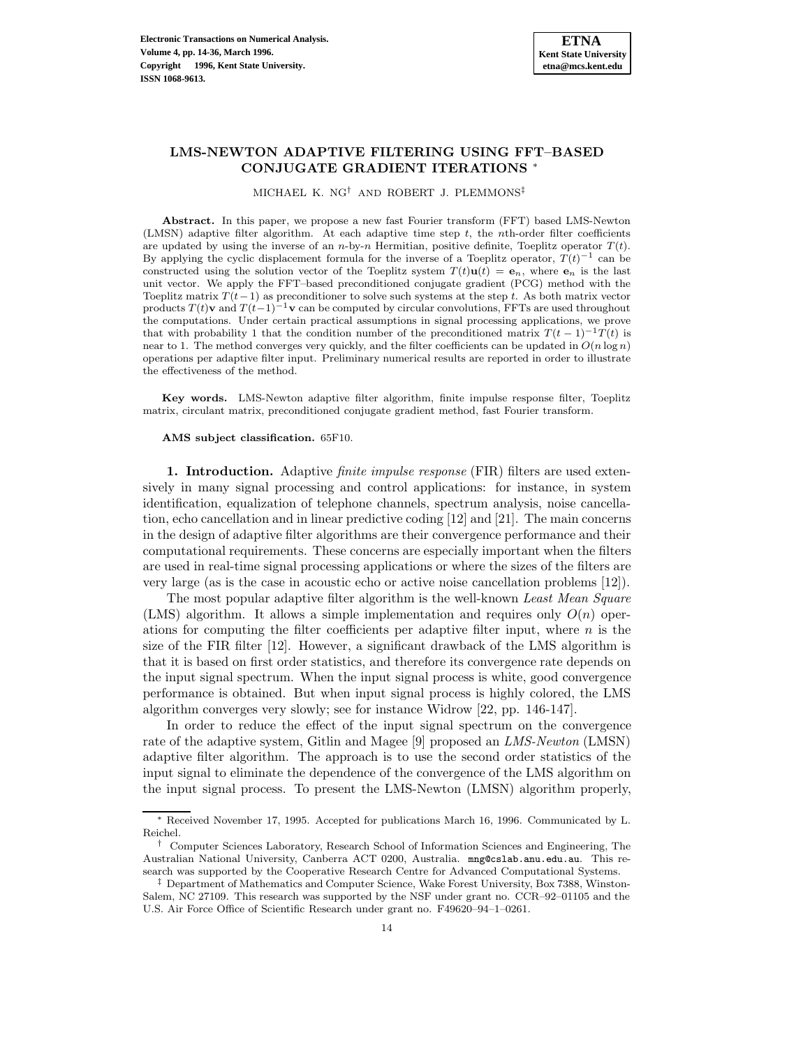# LMS-NEWTON ADAPTIVE FILTERING USING FFT–BASED CONJUGATE GRADIENT ITERATIONS [*]

MICHAEL K. NG[†] AND ROBERT J. PLEMMONS[‡]

**Abstract.** In this paper, we propose a new fast Fourier transform (FFT) based LMS-Newton (LMSN) adaptive filter algorithm. At each adaptive time step $t$, the $n$th-order filter coefficients are updated by using the inverse of an $n$-by-$n$ Hermitian, positive definite, Toeplitz operator $T(t)$. By applying the cyclic displacement formula for the inverse of a Toeplitz operator, $T(t)^{-1}$ can be constructed using the solution vector of the Toeplitz system $T(t)\mathbf{u}(t) = \mathbf{e}_n$, where $\mathbf{e}_n$ is the last unit vector. We apply the FFT–based preconditioned conjugate gradient (PCG) method with the Toeplitz matrix $T(t-1)$ as preconditioner to solve such systems at the step $t$. As both matrix vector products $T(t)\mathbf{v}$ and $T(t-1)^{-1}\mathbf{v}$ can be computed by circular convolutions, FFTs are used throughout the computations. Under certain practical assumptions in signal processing applications, we prove that with probability 1 that the condition number of the preconditioned matrix $T(t-1)^{-1}T(t)$ is near to 1. The method converges very quickly, and the filter coefficients can be updated in $O(n \log n)$ operations per adaptive filter input. Preliminary numerical results are reported in order to illustrate the effectiveness of the method.

**Key words.** LMS-Newton adaptive filter algorithm, finite impulse response filter, Toeplitz matrix, circulant matrix, preconditioned conjugate gradient method, fast Fourier transform.

**AMS subject classification.** 65F10.

## 1. Introduction.

Adaptive *finite impulse response* (FIR) filters are used extensively in many signal processing and control applications: for instance, in system identification, equalization of telephone channels, spectrum analysis, noise cancellation, echo cancellation and in linear predictive coding [12] and [21]. The main concerns in the design of adaptive filter algorithms are their convergence performance and their computational requirements. These concerns are especially important when the filters are used in real-time signal processing applications or where the sizes of the filters are very large (as is the case in acoustic echo or active noise cancellation problems [12]).

The most popular adaptive filter algorithm is the well-known *Least Mean Square* (LMS) algorithm. It allows a simple implementation and requires only $O(n)$ operations for computing the filter coefficients per adaptive filter input, where $n$ is the size of the FIR filter [12]. However, a significant drawback of the LMS algorithm is that it is based on first order statistics, and therefore its convergence rate depends on the input signal spectrum. When the input signal process is white, good convergence performance is obtained. But when input signal process is highly colored, the LMS algorithm converges very slowly; see for instance Widrow [22, pp. 146-147].

In order to reduce the effect of the input signal spectrum on the convergence rate of the adaptive system, Gitlin and Magee [9] proposed an *LMS-Newton* (LMSN) adaptive filter algorithm. The approach is to use the second order statistics of the input signal to eliminate the dependence of the convergence of the LMS algorithm on the input signal process. To present the LMS-Newton (LMSN) algorithm properly,

---

[*] Received November 17, 1995. Accepted for publications March 16, 1996. Communicated by L. Reichel.

[†] Computer Sciences Laboratory, Research School of Information Sciences and Engineering, The Australian National University, Canberra ACT 0200, Australia. mng@cslab.anu.edu.au. This research was supported by the Cooperative Research Centre for Advanced Computational Systems.

[‡] Department of Mathematics and Computer Science, Wake Forest University, Box 7388, Winston-Salem, NC 27109. This research was supported by the NSF under grant no. CCR–92–01105 and the U.S. Air Force Office of Scientific Research under grant no. F49620–94–1–0261.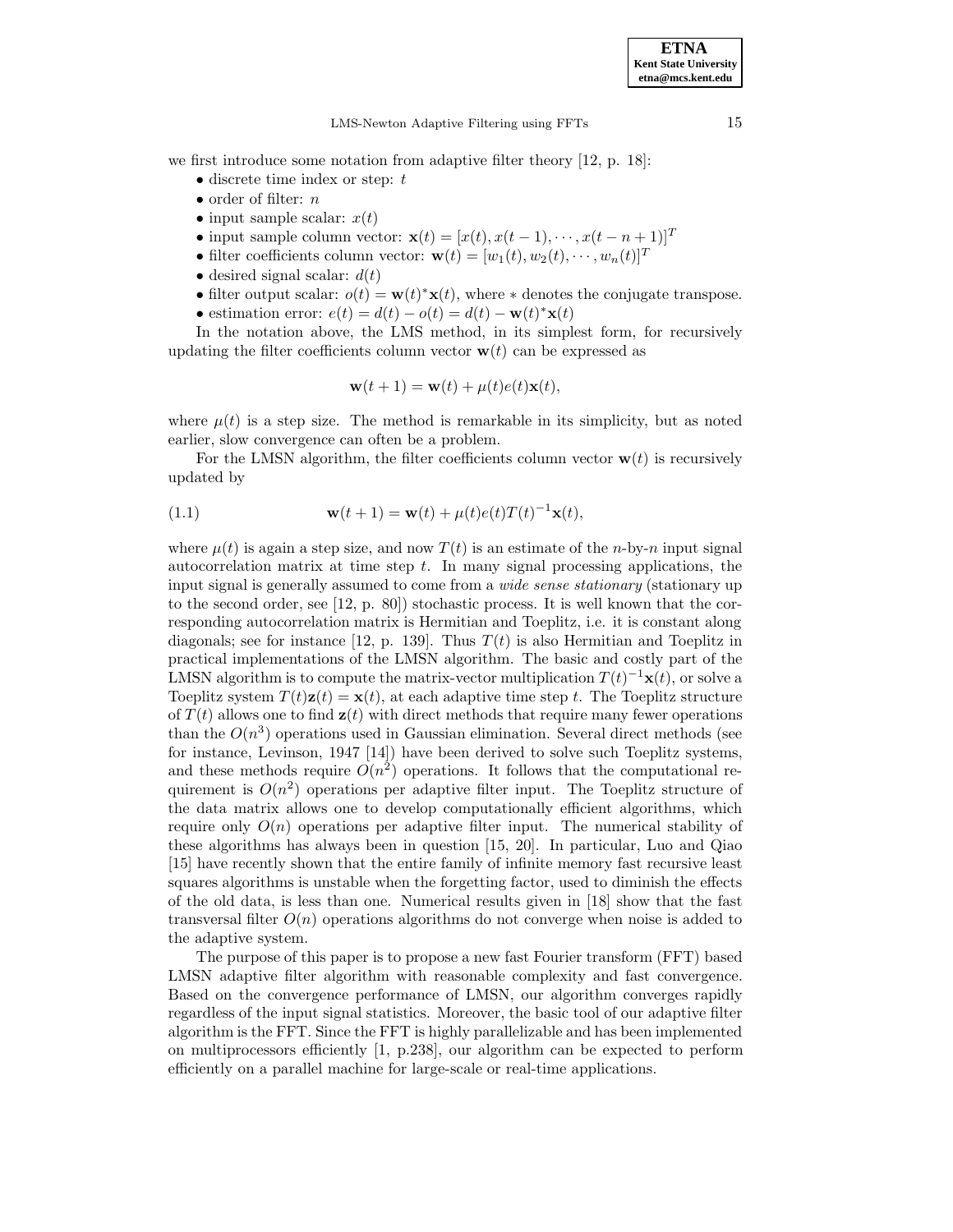we first introduce some notation from adaptive filter theory [12, p. 18]:

- discrete time index or step: $t$
- order of filter: $n$
- input sample scalar: $x(t)$
- input sample column vector: $\mathbf{x}(t) = [x(t), x(t-1), \cdots, x(t-n+1)]^T$
- filter coefficients column vector: $\mathbf{w}(t) = [w_1(t), w_2(t), \cdots, w_n(t)]^T$
- desired signal scalar: $d(t)$
- filter output scalar: $o(t) = \mathbf{w}(t)^* \mathbf{x}(t)$, where $*$ denotes the conjugate transpose.
- estimation error: $e(t) = d(t) - o(t) = d(t) - \mathbf{w}(t)^* \mathbf{x}(t)$

In the notation above, the LMS method, in its simplest form, for recursively updating the filter coefficients column vector $\mathbf{w}(t)$ can be expressed as

$$\mathbf{w}(t+1) = \mathbf{w}(t) + \mu(t) e(t) \mathbf{x}(t),$$

where $\mu(t)$ is a step size. The method is remarkable in its simplicity, but as noted earlier, slow convergence can often be a problem.

For the LMSN algorithm, the filter coefficients column vector $\mathbf{w}(t)$ is recursively updated by

$$\mathbf{w}(t+1) = \mathbf{w}(t) + \mu(t) e(t) T(t)^{-1} \mathbf{x}(t), \tag{1.1}$$

where $\mu(t)$ is again a step size, and now $T(t)$ is an estimate of the $n$-by-$n$ input signal autocorrelation matrix at time step $t$. In many signal processing applications, the input signal is generally assumed to come from a *wide sense stationary* (stationary up to the second order, see [12, p. 80]) stochastic process. It is well known that the corresponding autocorrelation matrix is Hermitian and Toeplitz, i.e. it is constant along diagonals; see for instance [12, p. 139]. Thus $T(t)$ is also Hermitian and Toeplitz in practical implementations of the LMSN algorithm. The basic and costly part of the LMSN algorithm is to compute the matrix-vector multiplication $T(t)^{-1}\mathbf{x}(t)$, or solve a Toeplitz system $T(t)\mathbf{z}(t) = \mathbf{x}(t)$, at each adaptive time step $t$. The Toeplitz structure of $T(t)$ allows one to find $\mathbf{z}(t)$ with direct methods that require many fewer operations than the $O(n^3)$ operations used in Gaussian elimination. Several direct methods (see for instance, Levinson, 1947 [14]) have been derived to solve such Toeplitz systems, and these methods require $O(n^2)$ operations. It follows that the computational requirement is $O(n^2)$ operations per adaptive filter input. The Toeplitz structure of the data matrix allows one to develop computationally efficient algorithms, which require only $O(n)$ operations per adaptive filter input. The numerical stability of these algorithms has always been in question [15, 20]. In particular, Luo and Qiao [15] have recently shown that the entire family of infinite memory fast recursive least squares algorithms is unstable when the forgetting factor, used to diminish the effects of the old data, is less than one. Numerical results given in [18] show that the fast transversal filter $O(n)$ operations algorithms do not converge when noise is added to the adaptive system.

The purpose of this paper is to propose a new fast Fourier transform (FFT) based LMSN adaptive filter algorithm with reasonable complexity and fast convergence. Based on the convergence performance of LMSN, our algorithm converges rapidly regardless of the input signal statistics. Moreover, the basic tool of our adaptive filter algorithm is the FFT. Since the FFT is highly parallelizable and has been implemented on multiprocessors efficiently [1, p.238], our algorithm can be expected to perform efficiently on a parallel machine for large-scale or real-time applications.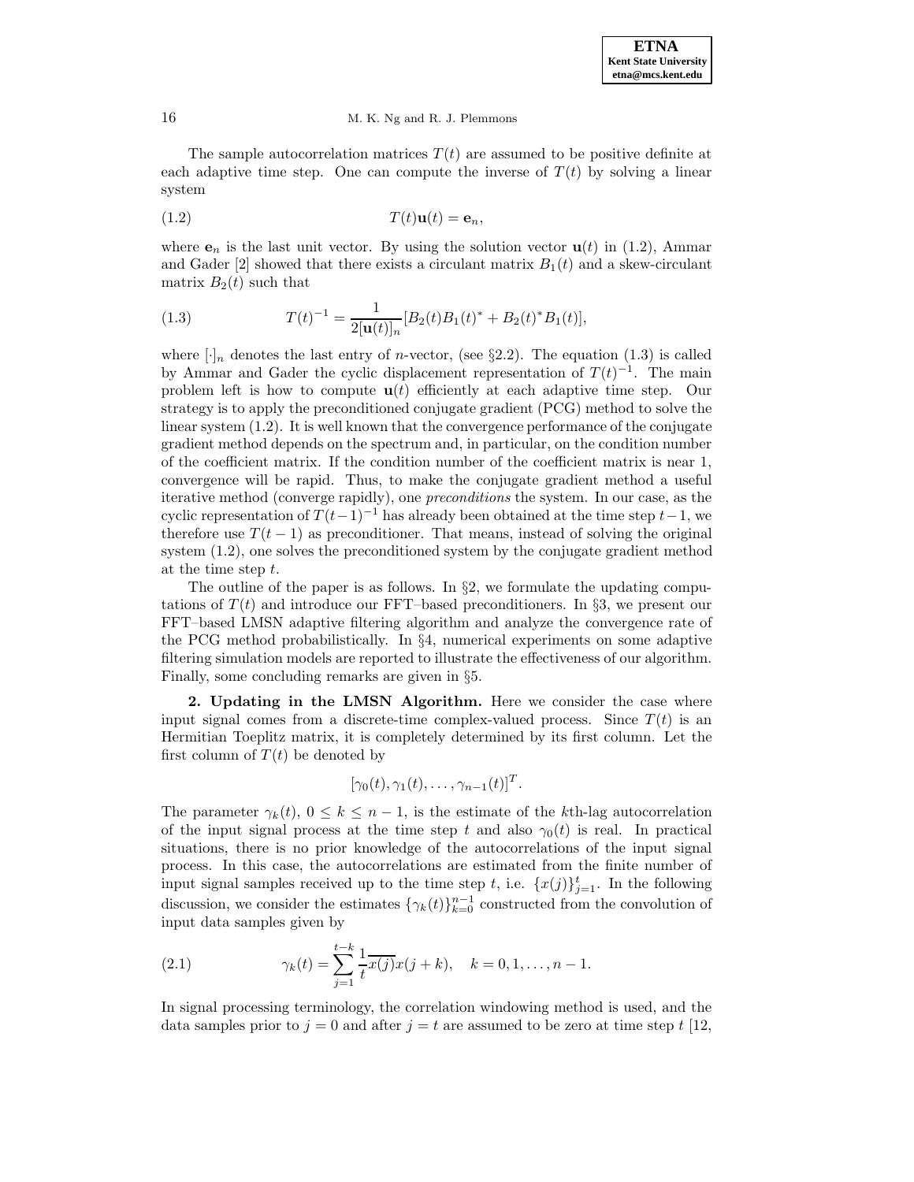The sample autocorrelation matrices $T(t)$ are assumed to be positive definite at each adaptive time step. One can compute the inverse of $T(t)$ by solving a linear system

$$T(t)\mathbf{u}(t) = \mathbf{e}_n, \tag{1.2}$$

where $\mathbf{e}_n$ is the last unit vector. By using the solution vector $\mathbf{u}(t)$ in (1.2), Ammar and Gader [2] showed that there exists a circulant matrix $B_1(t)$ and a skew-circulant matrix $B_2(t)$ such that

$$T(t)^{-1} = \frac{1}{2[\mathbf{u}(t)]_n}[B_2(t)B_1(t)^* + B_2(t)^* B_1(t)], \tag{1.3}$$

where $[\cdot]_n$ denotes the last entry of $n$-vector, (see §2.2). The equation (1.3) is called by Ammar and Gader the cyclic displacement representation of $T(t)^{-1}$. The main problem left is how to compute $\mathbf{u}(t)$ efficiently at each adaptive time step. Our strategy is to apply the preconditioned conjugate gradient (PCG) method to solve the linear system (1.2). It is well known that the convergence performance of the conjugate gradient method depends on the spectrum and, in particular, on the condition number of the coefficient matrix. If the condition number of the coefficient matrix is near 1, convergence will be rapid. Thus, to make the conjugate gradient method a useful iterative method (converge rapidly), one *preconditions* the system. In our case, as the cyclic representation of $T(t-1)^{-1}$ has already been obtained at the time step $t-1$, we therefore use $T(t-1)$ as preconditioner. That means, instead of solving the original system (1.2), one solves the preconditioned system by the conjugate gradient method at the time step $t$.

The outline of the paper is as follows. In §2, we formulate the updating computations of $T(t)$ and introduce our FFT–based preconditioners. In §3, we present our FFT–based LMSN adaptive filtering algorithm and analyze the convergence rate of the PCG method probabilistically. In §4, numerical experiments on some adaptive filtering simulation models are reported to illustrate the effectiveness of our algorithm. Finally, some concluding remarks are given in §5.

## 2. Updating in the LMSN Algorithm.

Here we consider the case where input signal comes from a discrete-time complex-valued process. Since $T(t)$ is an Hermitian Toeplitz matrix, it is completely determined by its first column. Let the first column of $T(t)$ be denoted by

$$[\gamma_0(t), \gamma_1(t), \ldots, \gamma_{n-1}(t)]^T.$$

The parameter $\gamma_k(t)$, $0 \le k \le n-1$, is the estimate of the $k$th-lag autocorrelation of the input signal process at the time step $t$ and also $\gamma_0(t)$ is real. In practical situations, there is no prior knowledge of the autocorrelations of the input signal process. In this case, the autocorrelations are estimated from the finite number of input signal samples received up to the time step $t$, i.e. $\{x(j)\}_{j=1}^{t}$. In the following discussion, we consider the estimates $\{\gamma_k(t)\}_{k=0}^{n-1}$ constructed from the convolution of input data samples given by

$$\gamma_k(t) = \sum_{j=1}^{t-k} \frac{1}{t}\overline{x(j)}x(j+k), \quad k = 0, 1, \ldots, n-1. \tag{2.1}$$

In signal processing terminology, the correlation windowing method is used, and the data samples prior to $j = 0$ and after $j = t$ are assumed to be zero at time step $t$ [12,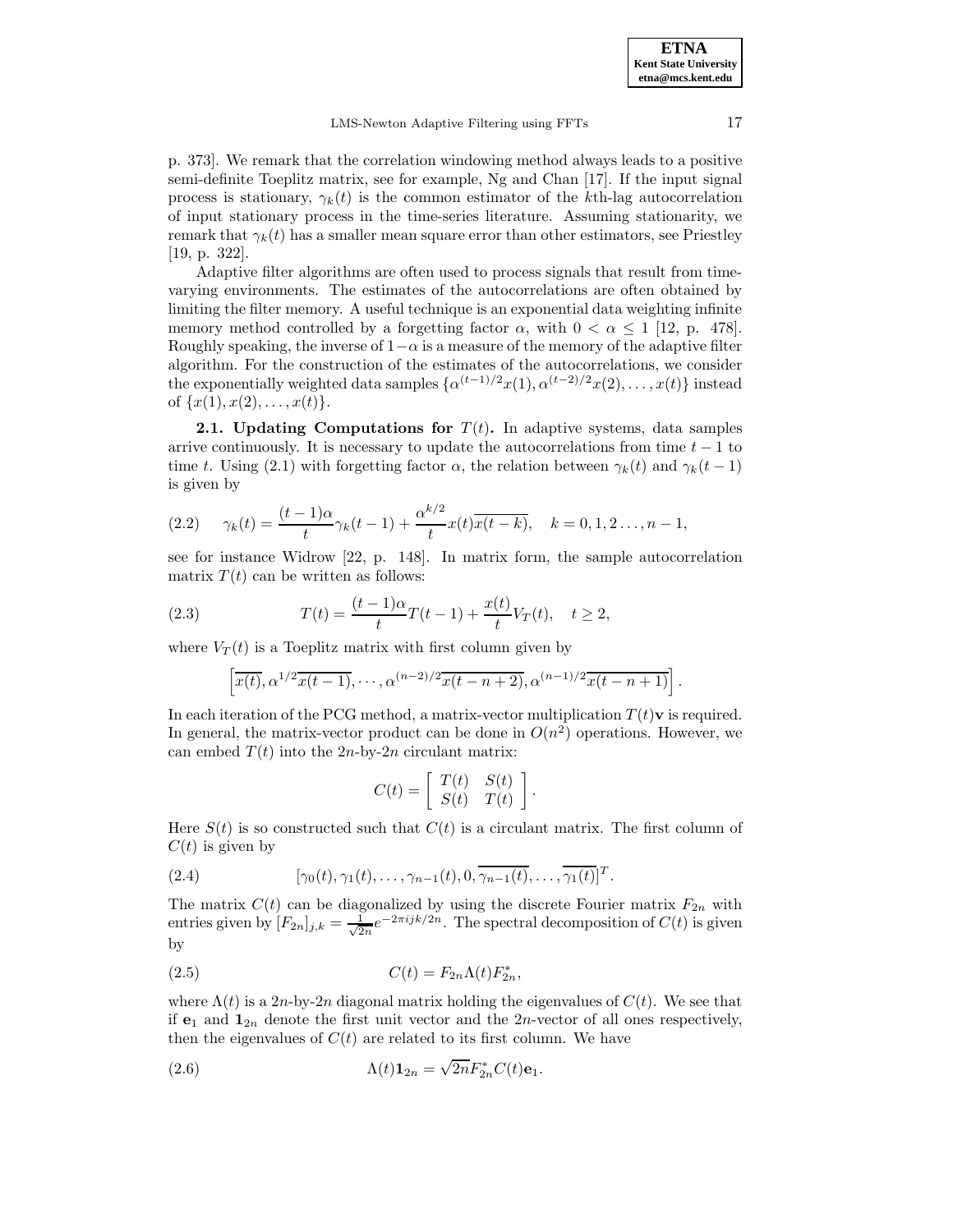p. 373]. We remark that the correlation windowing method always leads to a positive semi-definite Toeplitz matrix, see for example, Ng and Chan [17]. If the input signal process is stationary, $\gamma_k(t)$ is the common estimator of the $k$th-lag autocorrelation of input stationary process in the time-series literature. Assuming stationarity, we remark that $\gamma_k(t)$ has a smaller mean square error than other estimators, see Priestley [19, p. 322].

Adaptive filter algorithms are often used to process signals that result from time-varying environments. The estimates of the autocorrelations are often obtained by limiting the filter memory. A useful technique is an exponential data weighting infinite memory method controlled by a forgetting factor $\alpha$, with $0 < \alpha \leq 1$ [12, p. 478]. Roughly speaking, the inverse of $1-\alpha$ is a measure of the memory of the adaptive filter algorithm. For the construction of the estimates of the autocorrelations, we consider the exponentially weighted data samples $\{\alpha^{(t-1)/2}x(1), \alpha^{(t-2)/2}x(2), \ldots, x(t)\}$ instead of $\{x(1), x(2), \ldots, x(t)\}$.

**2.1. Updating Computations for $T(t)$.** In adaptive systems, data samples arrive continuously. It is necessary to update the autocorrelations from time $t-1$ to time $t$. Using (2.1) with forgetting factor $\alpha$, the relation between $\gamma_k(t)$ and $\gamma_k(t-1)$ is given by

$$\gamma_k(t) = \frac{(t-1)\alpha}{t}\gamma_k(t-1) + \frac{\alpha^{k/2}}{t}x(t)\overline{x(t-k)}, \quad k = 0, 1, 2 \ldots, n-1, \tag{2.2}$$

see for instance Widrow [22, p. 148]. In matrix form, the sample autocorrelation matrix $T(t)$ can be written as follows:

$$T(t) = \frac{(t-1)\alpha}{t}T(t-1) + \frac{x(t)}{t}V_T(t), \quad t \geq 2, \tag{2.3}$$

where $V_T(t)$ is a Toeplitz matrix with first column given by

$$\left[\overline{x(t)}, \alpha^{1/2}\overline{x(t-1)}, \cdots, \alpha^{(n-2)/2}\overline{x(t-n+2)}, \alpha^{(n-1)/2}\overline{x(t-n+1)}\right].$$

In each iteration of the PCG method, a matrix-vector multiplication $T(t)\mathbf{v}$ is required. In general, the matrix-vector product can be done in $O(n^2)$ operations. However, we can embed $T(t)$ into the $2n$-by-$2n$ circulant matrix:

$$C(t) = \begin{bmatrix} T(t) & S(t) \\ S(t) & T(t) \end{bmatrix}.$$

Here $S(t)$ is so constructed such that $C(t)$ is a circulant matrix. The first column of $C(t)$ is given by

$$[\gamma_0(t), \gamma_1(t), \ldots, \gamma_{n-1}(t), 0, \overline{\gamma_{n-1}(t)}, \ldots, \overline{\gamma_1(t)}]^T. \tag{2.4}$$

The matrix $C(t)$ can be diagonalized by using the discrete Fourier matrix $F_{2n}$ with entries given by $[F_{2n}]_{j,k} = \frac{1}{\sqrt{2n}}e^{-2\pi ijk/2n}$. The spectral decomposition of $C(t)$ is given by

$$C(t) = F_{2n}\Lambda(t)F_{2n}^*, \tag{2.5}$$

where $\Lambda(t)$ is a $2n$-by-$2n$ diagonal matrix holding the eigenvalues of $C(t)$. We see that if $\mathbf{e}_1$ and $\mathbf{1}_{2n}$ denote the first unit vector and the $2n$-vector of all ones respectively, then the eigenvalues of $C(t)$ are related to its first column. We have

$$\Lambda(t)\mathbf{1}_{2n} = \sqrt{2n}F_{2n}^*C(t)\mathbf{e}_1. \tag{2.6}$$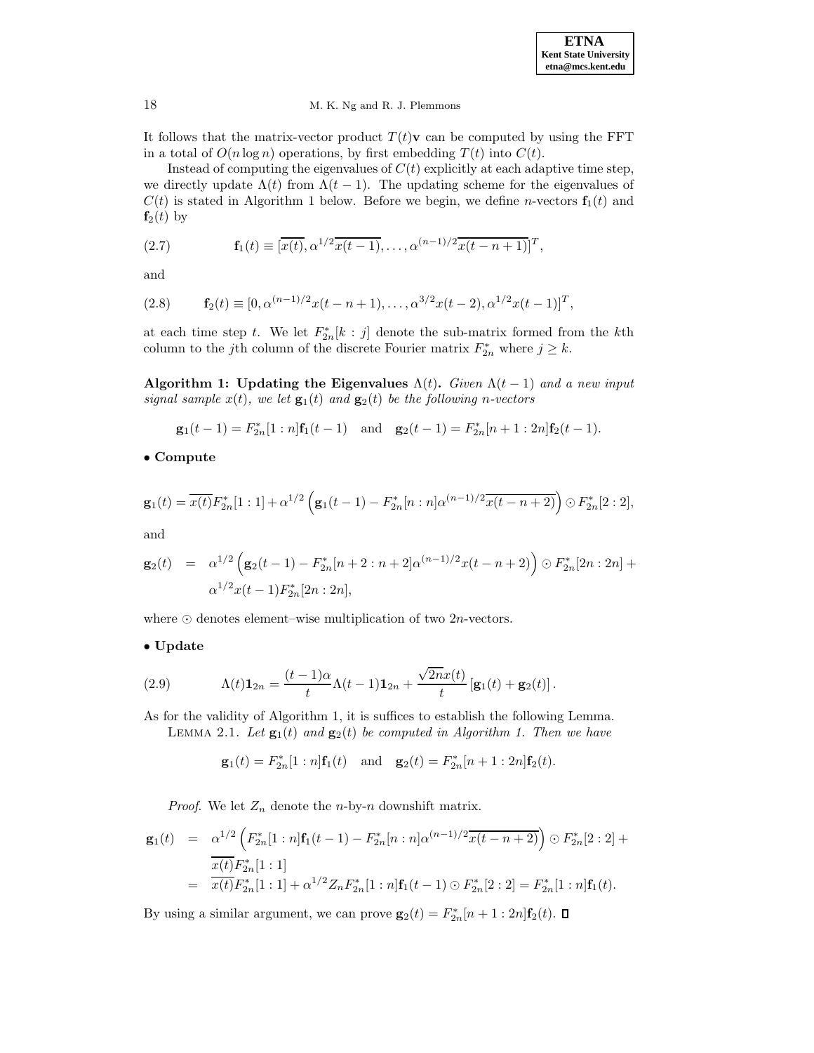It follows that the matrix-vector product $T(t)\mathbf{v}$ can be computed by using the FFT in a total of $O(n \log n)$ operations, by first embedding $T(t)$ into $C(t)$.

Instead of computing the eigenvalues of $C(t)$ explicitly at each adaptive time step, we directly update $\Lambda(t)$ from $\Lambda(t-1)$. The updating scheme for the eigenvalues of $C(t)$ is stated in Algorithm 1 below. Before we begin, we define $n$-vectors $\mathbf{f}_1(t)$ and $\mathbf{f}_2(t)$ by

$$\mathbf{f}_1(t) \equiv [\overline{x(t)}, \alpha^{1/2}\overline{x(t-1)}, \ldots, \alpha^{(n-1)/2}\overline{x(t-n+1)}]^T, \tag{2.7}$$

and

$$\mathbf{f}_2(t) \equiv [0, \alpha^{(n-1)/2}x(t-n+1), \ldots, \alpha^{3/2}x(t-2), \alpha^{1/2}x(t-1)]^T, \tag{2.8}$$

at each time step $t$. We let $F_{2n}^*[k:j]$ denote the sub-matrix formed from the $k$th column to the $j$th column of the discrete Fourier matrix $F_{2n}^*$ where $j \geq k$.

**Algorithm 1: Updating the Eigenvalues $\Lambda(t)$.** *Given $\Lambda(t-1)$ and a new input signal sample $x(t)$, we let $\mathbf{g}_1(t)$ and $\mathbf{g}_2(t)$ be the following $n$-vectors*

$$\mathbf{g}_1(t-1) = F_{2n}^*[1:n]\mathbf{f}_1(t-1) \quad \text{and} \quad \mathbf{g}_2(t-1) = F_{2n}^*[n+1:2n]\mathbf{f}_2(t-1).$$

• **Compute**

$$\mathbf{g}_1(t) = \overline{x(t)}F_{2n}^*[1:1] + \alpha^{1/2}\left(\mathbf{g}_1(t-1) - F_{2n}^*[n:n]\alpha^{(n-1)/2}\overline{x(t-n+2)}\right) \odot F_{2n}^*[2:2],$$

and

$$\begin{aligned}\mathbf{g}_2(t) &= \alpha^{1/2}\left(\mathbf{g}_2(t-1) - F_{2n}^*[n+2:n+2]\alpha^{(n-1)/2}x(t-n+2)\right) \odot F_{2n}^*[2n:2n] + \\ &\quad \alpha^{1/2}x(t-1)F_{2n}^*[2n:2n],\end{aligned}$$

where $\odot$ denotes element–wise multiplication of two $2n$-vectors.

• **Update**

$$\Lambda(t)\mathbf{1}_{2n} = \frac{(t-1)\alpha}{t}\Lambda(t-1)\mathbf{1}_{2n} + \frac{\sqrt{2n}x(t)}{t}\left[\mathbf{g}_1(t) + \mathbf{g}_2(t)\right]. \tag{2.9}$$

As for the validity of Algorithm 1, it is suffices to establish the following Lemma.

LEMMA 2.1. *Let $\mathbf{g}_1(t)$ and $\mathbf{g}_2(t)$ be computed in Algorithm 1. Then we have*

$$\mathbf{g}_1(t) = F_{2n}^*[1:n]\mathbf{f}_1(t) \quad \text{and} \quad \mathbf{g}_2(t) = F_{2n}^*[n+1:2n]\mathbf{f}_2(t).$$

*Proof.* We let $Z_n$ denote the $n$-by-$n$ downshift matrix.

$$\begin{aligned}\mathbf{g}_1(t) &= \alpha^{1/2}\left(F_{2n}^*[1:n]\mathbf{f}_1(t-1) - F_{2n}^*[n:n]\alpha^{(n-1)/2}\overline{x(t-n+2)}\right) \odot F_{2n}^*[2:2] + \\ &\quad \overline{x(t)}F_{2n}^*[1:1] \\ &= \overline{x(t)}F_{2n}^*[1:1] + \alpha^{1/2}Z_nF_{2n}^*[1:n]\mathbf{f}_1(t-1) \odot F_{2n}^*[2:2] = F_{2n}^*[1:n]\mathbf{f}_1(t).\end{aligned}$$

By using a similar argument, we can prove $\mathbf{g}_2(t) = F_{2n}^*[n+1:2n]\mathbf{f}_2(t)$. ∎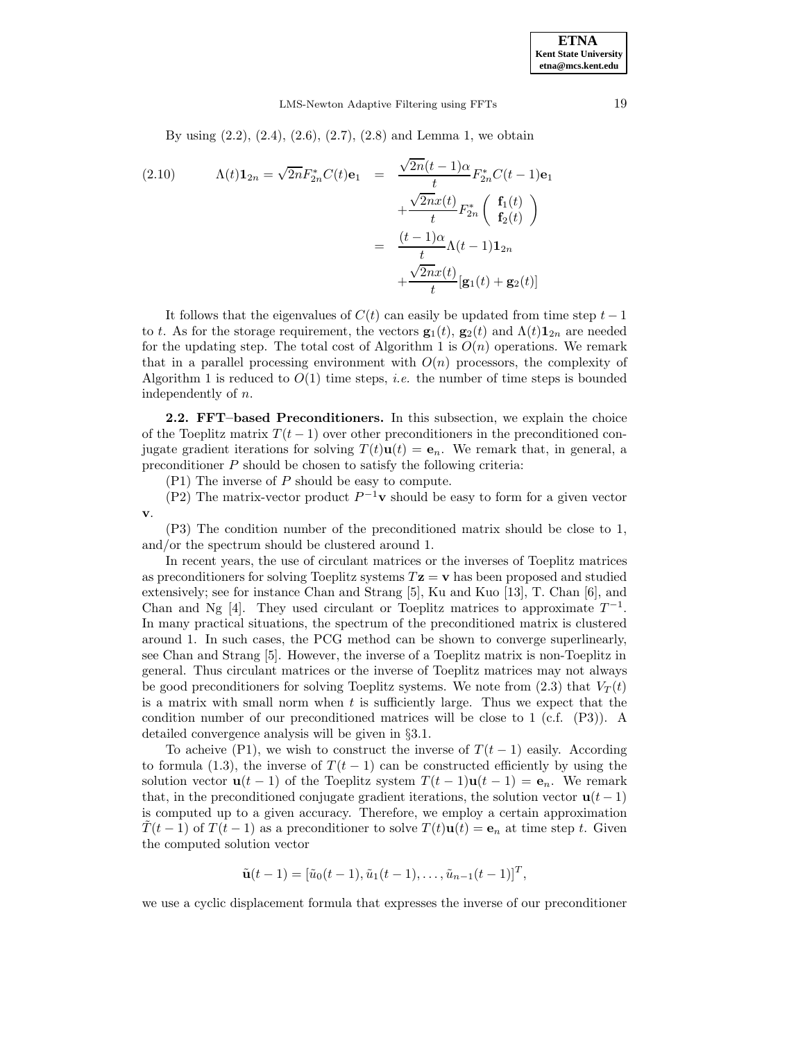By using (2.2), (2.4), (2.6), (2.7), (2.8) and Lemma 1, we obtain

$$
\begin{aligned}
\Lambda(t)\mathbf{1}_{2n} = \sqrt{2n}F_{2n}^* C(t)\mathbf{e}_1 &= \frac{\sqrt{2n}(t-1)\alpha}{t} F_{2n}^* C(t-1)\mathbf{e}_1 \\
&\quad + \frac{\sqrt{2n}x(t)}{t} F_{2n}^* \begin{pmatrix} \mathbf{f}_1(t) \\ \mathbf{f}_2(t) \end{pmatrix} \\
&= \frac{(t-1)\alpha}{t}\Lambda(t-1)\mathbf{1}_{2n} \\
&\quad + \frac{\sqrt{2n}x(t)}{t}[\mathbf{g}_1(t) + \mathbf{g}_2(t)]
\end{aligned} \tag{2.10}
$$

It follows that the eigenvalues of $C(t)$ can easily be updated from time step $t-1$ to $t$. As for the storage requirement, the vectors $\mathbf{g}_1(t)$, $\mathbf{g}_2(t)$ and $\Lambda(t)\mathbf{1}_{2n}$ are needed for the updating step. The total cost of Algorithm 1 is $O(n)$ operations. We remark that in a parallel processing environment with $O(n)$ processors, the complexity of Algorithm 1 is reduced to $O(1)$ time steps, *i.e.* the number of time steps is bounded independently of $n$.

**2.2. FFT–based Preconditioners.** In this subsection, we explain the choice of the Toeplitz matrix $T(t-1)$ over other preconditioners in the preconditioned conjugate gradient iterations for solving $T(t)\mathbf{u}(t) = \mathbf{e}_n$. We remark that, in general, a preconditioner $P$ should be chosen to satisfy the following criteria:

(P1) The inverse of $P$ should be easy to compute.

(P2) The matrix-vector product $P^{-1}\mathbf{v}$ should be easy to form for a given vector $\mathbf{v}$.

(P3) The condition number of the preconditioned matrix should be close to 1, and/or the spectrum should be clustered around 1.

In recent years, the use of circulant matrices or the inverses of Toeplitz matrices as preconditioners for solving Toeplitz systems $T\mathbf{z} = \mathbf{v}$ has been proposed and studied extensively; see for instance Chan and Strang [5], Ku and Kuo [13], T. Chan [6], and Chan and Ng [4]. They used circulant or Toeplitz matrices to approximate $T^{-1}$. In many practical situations, the spectrum of the preconditioned matrix is clustered around 1. In such cases, the PCG method can be shown to converge superlinearly, see Chan and Strang [5]. However, the inverse of a Toeplitz matrix is non-Toeplitz in general. Thus circulant matrices or the inverse of Toeplitz matrices may not always be good preconditioners for solving Toeplitz systems. We note from (2.3) that $V_T(t)$ is a matrix with small norm when $t$ is sufficiently large. Thus we expect that the condition number of our preconditioned matrices will be close to 1 (c.f. (P3)). A detailed convergence analysis will be given in §3.1.

To acheive (P1), we wish to construct the inverse of $T(t-1)$ easily. According to formula (1.3), the inverse of $T(t-1)$ can be constructed efficiently by using the solution vector $\mathbf{u}(t-1)$ of the Toeplitz system $T(t-1)\mathbf{u}(t-1) = \mathbf{e}_n$. We remark that, in the preconditioned conjugate gradient iterations, the solution vector $\mathbf{u}(t-1)$ is computed up to a given accuracy. Therefore, we employ a certain approximation $\tilde{T}(t-1)$ of $T(t-1)$ as a preconditioner to solve $T(t)\mathbf{u}(t) = \mathbf{e}_n$ at time step $t$. Given the computed solution vector

$$
\tilde{\mathbf{u}}(t-1) = [\tilde{u}_0(t-1), \tilde{u}_1(t-1), \ldots, \tilde{u}_{n-1}(t-1)]^T,
$$

we use a cyclic displacement formula that expresses the inverse of our preconditioner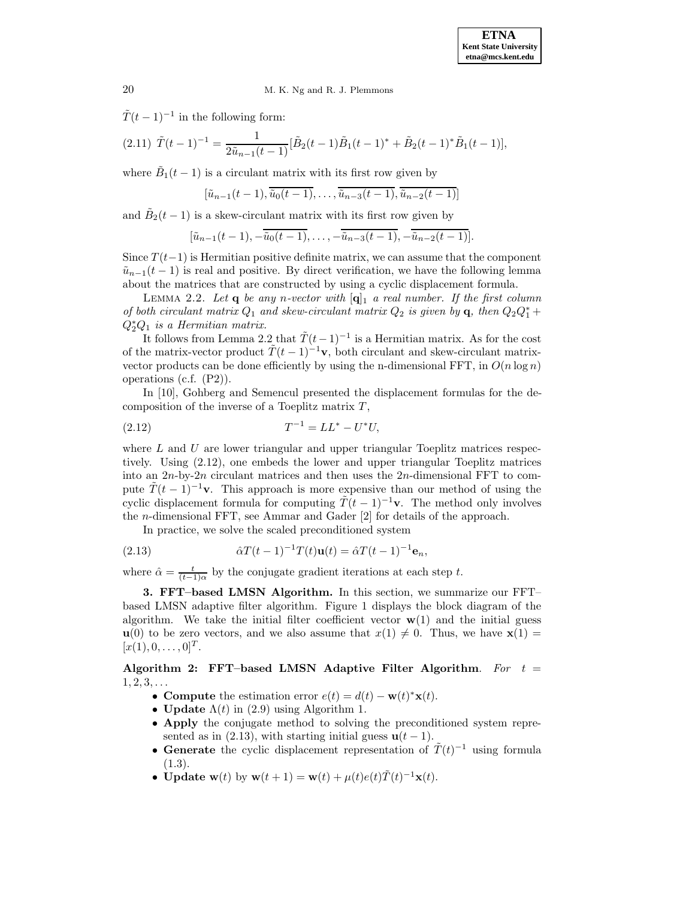$\tilde{T}(t-1)^{-1}$ in the following form:

$$\tilde{T}(t-1)^{-1} = \frac{1}{2\tilde{u}_{n-1}(t-1)}[\tilde{B}_2(t-1)\tilde{B}_1(t-1)^* + \tilde{B}_2(t-1)^*\tilde{B}_1(t-1)], \tag{2.11}$$

where $\tilde{B}_1(t-1)$ is a circulant matrix with its first row given by

$$[\tilde{u}_{n-1}(t-1), \overline{\tilde{u}_0(t-1)}, \ldots, \overline{\tilde{u}_{n-3}(t-1)}, \overline{\tilde{u}_{n-2}(t-1)}]$$

and $\tilde{B}_2(t-1)$ is a skew-circulant matrix with its first row given by

$$[\tilde{u}_{n-1}(t-1), -\overline{\tilde{u}_0(t-1)}, \ldots, -\overline{\tilde{u}_{n-3}(t-1)}, -\overline{\tilde{u}_{n-2}(t-1)}].$$

Since $T(t-1)$ is Hermitian positive definite matrix, we can assume that the component $\tilde{u}_{n-1}(t-1)$ is real and positive. By direct verification, we have the following lemma about the matrices that are constructed by using a cyclic displacement formula.

Lemma 2.2. *Let* $\mathbf{q}$ *be any n-vector with* $[\mathbf{q}]_1$ *a real number. If the first column of both circulant matrix* $Q_1$ *and skew-circulant matrix* $Q_2$ *is given by* $\mathbf{q}$*, then* $Q_2Q_1^* + Q_2^*Q_1$ *is a Hermitian matrix.*

It follows from Lemma 2.2 that $\tilde{T}(t-1)^{-1}$ is a Hermitian matrix. As for the cost of the matrix-vector product $\tilde{T}(t-1)^{-1}\mathbf{v}$, both circulant and skew-circulant matrix-vector products can be done efficiently by using the n-dimensional FFT, in $O(n\log n)$ operations (c.f. (P2)).

In [10], Gohberg and Semencul presented the displacement formulas for the decomposition of the inverse of a Toeplitz matrix $T$,

$$T^{-1} = LL^* - U^*U, \tag{2.12}$$

where $L$ and $U$ are lower triangular and upper triangular Toeplitz matrices respectively. Using (2.12), one embeds the lower and upper triangular Toeplitz matrices into an $2n$-by-$2n$ circulant matrices and then uses the $2n$-dimensional FFT to compute $\tilde{T}(t-1)^{-1}\mathbf{v}$. This approach is more expensive than our method of using the cyclic displacement formula for computing $\tilde{T}(t-1)^{-1}\mathbf{v}$. The method only involves the $n$-dimensional FFT, see Ammar and Gader [2] for details of the approach.

In practice, we solve the scaled preconditioned system

$$\hat{\alpha}T(t-1)^{-1}T(t)\mathbf{u}(t) = \hat{\alpha}T(t-1)^{-1}\mathbf{e}_n, \tag{2.13}$$

where $\hat{\alpha} = \frac{t}{(t-1)\alpha}$ by the conjugate gradient iterations at each step $t$.

## 3. FFT–based LMSN Algorithm.

In this section, we summarize our FFT–based LMSN adaptive filter algorithm. Figure 1 displays the block diagram of the algorithm. We take the initial filter coefficient vector $\mathbf{w}(1)$ and the initial guess $\mathbf{u}(0)$ to be zero vectors, and we also assume that $x(1) \neq 0$. Thus, we have $\mathbf{x}(1) = [x(1), 0, \ldots, 0]^T$.

**Algorithm 2: FFT–based LMSN Adaptive Filter Algorithm**. *For* $t = 1, 2, 3, \ldots$

- **Compute** the estimation error $e(t) = d(t) - \mathbf{w}(t)^*\mathbf{x}(t)$.
- **Update** $\Lambda(t)$ in (2.9) using Algorithm 1.
- **Apply** the conjugate method to solving the preconditioned system represented as in (2.13), with starting initial guess $\mathbf{u}(t-1)$.
- **Generate** the cyclic displacement representation of $\tilde{T}(t)^{-1}$ using formula (1.3).
- **Update** $\mathbf{w}(t)$ by $\mathbf{w}(t+1) = \mathbf{w}(t) + \mu(t)e(t)\tilde{T}(t)^{-1}\mathbf{x}(t)$.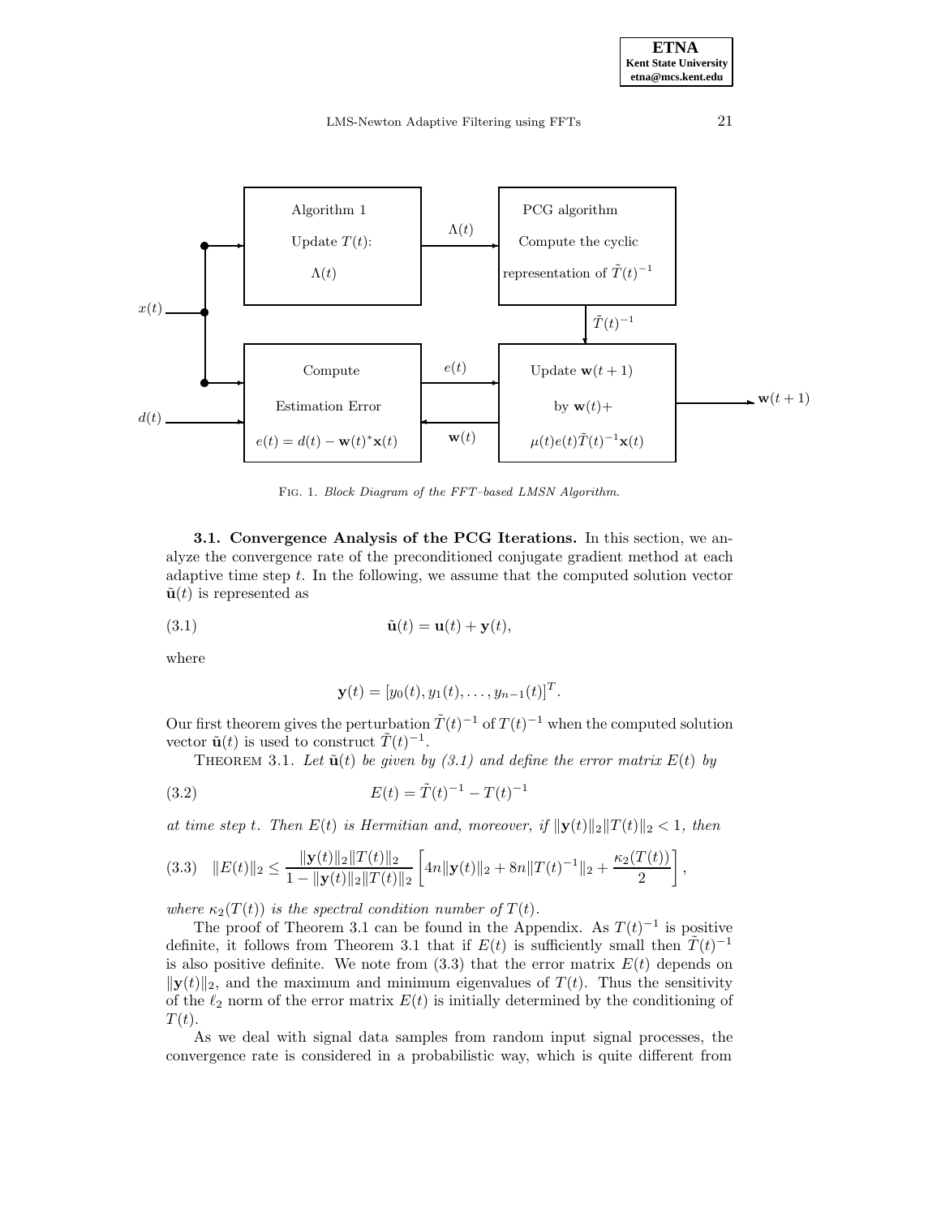FIG. 1. *Block Diagram of the FFT–based LMSN Algorithm.*

**3.1. Convergence Analysis of the PCG Iterations.** In this section, we analyze the convergence rate of the preconditioned conjugate gradient method at each adaptive time step $t$. In the following, we assume that the computed solution vector $\tilde{\mathbf{u}}(t)$ is represented as

$$\tilde{\mathbf{u}}(t) = \mathbf{u}(t) + \mathbf{y}(t), \tag{3.1}$$

where

$$\mathbf{y}(t) = [y_0(t), y_1(t), \ldots, y_{n-1}(t)]^T.$$

Our first theorem gives the perturbation $\tilde{T}(t)^{-1}$ of $T(t)^{-1}$ when the computed solution vector $\tilde{\mathbf{u}}(t)$ is used to construct $\tilde{T}(t)^{-1}$.

THEOREM 3.1. *Let $\tilde{\mathbf{u}}(t)$ be given by (3.1) and define the error matrix $E(t)$ by*

$$E(t) = \tilde{T}(t)^{-1} - T(t)^{-1} \tag{3.2}$$

*at time step $t$. Then $E(t)$ is Hermitian and, moreover, if $\|\mathbf{y}(t)\|_2 \|T(t)\|_2 < 1$, then*

$$\|E(t)\|_2 \leq \frac{\|\mathbf{y}(t)\|_2 \|T(t)\|_2}{1 - \|\mathbf{y}(t)\|_2 \|T(t)\|_2} \left[ 4n\|\mathbf{y}(t)\|_2 + 8n\|T(t)^{-1}\|_2 + \frac{\kappa_2(T(t))}{2} \right], \tag{3.3}$$

*where $\kappa_2(T(t))$ is the spectral condition number of $T(t)$.*

The proof of Theorem 3.1 can be found in the Appendix. As $T(t)^{-1}$ is positive definite, it follows from Theorem 3.1 that if $E(t)$ is sufficiently small then $\tilde{T}(t)^{-1}$ is also positive definite. We note from (3.3) that the error matrix $E(t)$ depends on $\|\mathbf{y}(t)\|_2$, and the maximum and minimum eigenvalues of $T(t)$. Thus the sensitivity of the $\ell_2$ norm of the error matrix $E(t)$ is initially determined by the conditioning of $T(t)$.

As we deal with signal data samples from random input signal processes, the convergence rate is considered in a probabilistic way, which is quite different from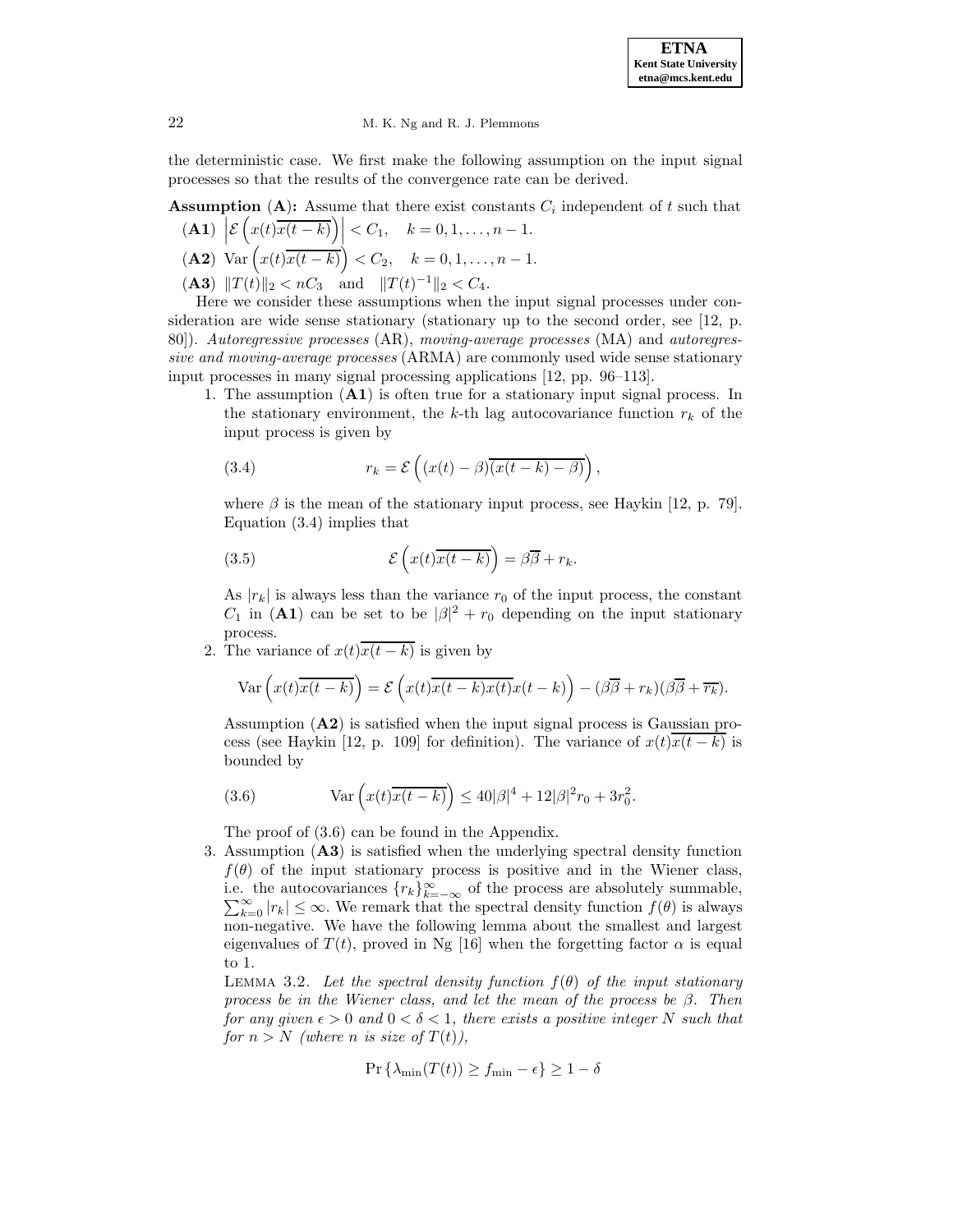the deterministic case. We first make the following assumption on the input signal processes so that the results of the convergence rate can be derived.

**Assumption (A):** Assume that there exist constants $C_i$ independent of $t$ such that

**(A1)** $\left|\mathcal{E}\left(x(t)\overline{x(t-k)}\right)\right| < C_1, \quad k = 0, 1, \ldots, n-1.$

**(A2)** $\mathrm{Var}\left(x(t)\overline{x(t-k)}\right) < C_2, \quad k = 0, 1, \ldots, n-1.$

**(A3)** $\|T(t)\|_2 < nC_3 \quad \text{and} \quad \|T(t)^{-1}\|_2 < C_4.$

Here we consider these assumptions when the input signal processes under consideration are wide sense stationary (stationary up to the second order, see [12, p. 80]). *Autoregressive processes* (AR), *moving-average processes* (MA) and *autoregressive and moving-average processes* (ARMA) are commonly used wide sense stationary input processes in many signal processing applications [12, pp. 96–113].

1. The assumption (**A1**) is often true for a stationary input signal process. In the stationary environment, the $k$-th lag autocovariance function $r_k$ of the input process is given by

$$r_k = \mathcal{E}\left((x(t) - \beta)\overline{(x(t-k) - \beta)}\right), \tag{3.4}$$

where $\beta$ is the mean of the stationary input process, see Haykin [12, p. 79]. Equation (3.4) implies that

$$\mathcal{E}\left(x(t)\overline{x(t-k)}\right) = \beta\overline{\beta} + r_k. \tag{3.5}$$

As $|r_k|$ is always less than the variance $r_0$ of the input process, the constant $C_1$ in (**A1**) can be set to be $|\beta|^2 + r_0$ depending on the input stationary process.

2. The variance of $x(t)\overline{x(t-k)}$ is given by

$$\mathrm{Var}\left(x(t)\overline{x(t-k)}\right) = \mathcal{E}\left(x(t)\overline{x(t-k)x(t)}x(t-k)\right) - (\beta\overline{\beta} + r_k)(\beta\overline{\beta} + \overline{r_k}).$$

Assumption (**A2**) is satisfied when the input signal process is Gaussian process (see Haykin [12, p. 109] for definition). The variance of $x(t)\overline{x(t-k)}$ is bounded by

$$\mathrm{Var}\left(x(t)\overline{x(t-k)}\right) \leq 40|\beta|^4 + 12|\beta|^2 r_0 + 3r_0^2. \tag{3.6}$$

The proof of (3.6) can be found in the Appendix.

3. Assumption (**A3**) is satisfied when the underlying spectral density function $f(\theta)$ of the input stationary process is positive and in the Wiener class, i.e. the autocovariances $\{r_k\}_{k=-\infty}^{\infty}$ of the process are absolutely summable, $\sum_{k=0}^{\infty} |r_k| \leq \infty$. We remark that the spectral density function $f(\theta)$ is always non-negative. We have the following lemma about the smallest and largest eigenvalues of $T(t)$, proved in Ng [16] when the forgetting factor $\alpha$ is equal to 1.

LEMMA 3.2. *Let the spectral density function $f(\theta)$ of the input stationary process be in the Wiener class, and let the mean of the process be $\beta$. Then for any given $\epsilon > 0$ and $0 < \delta < 1$, there exists a positive integer $N$ such that for $n > N$ (where $n$ is size of $T(t)$),*

$$\Pr\{\lambda_{\min}(T(t)) \geq f_{\min} - \epsilon\} \geq 1 - \delta$$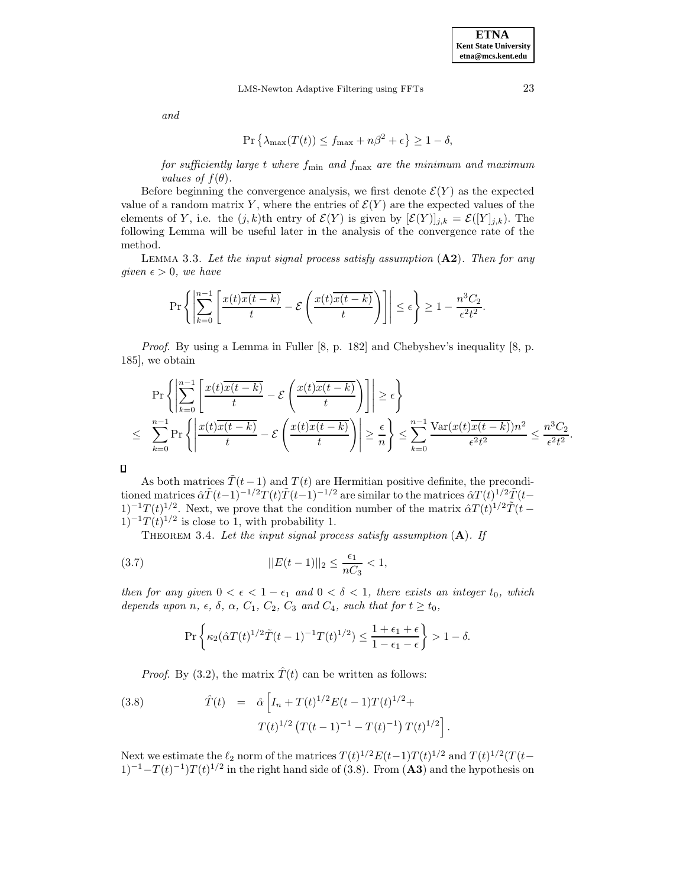*and*

$$\Pr\left\{\lambda_{\max}(T(t)) \le f_{\max} + n\beta^2 + \epsilon\right\} \ge 1 - \delta,$$

*for sufficiently large $t$ where $f_{\min}$ and $f_{\max}$ are the minimum and maximum values of $f(\theta)$.*

Before beginning the convergence analysis, we first denote $\mathcal{E}(Y)$ as the expected value of a random matrix $Y$, where the entries of $\mathcal{E}(Y)$ are the expected values of the elements of $Y$, i.e. the $(j,k)$th entry of $\mathcal{E}(Y)$ is given by $[\mathcal{E}(Y)]_{j,k} = \mathcal{E}([Y]_{j,k})$. The following Lemma will be useful later in the analysis of the convergence rate of the method.

LEMMA 3.3. *Let the input signal process satisfy assumption* (**A2**). *Then for any given $\epsilon > 0$, we have*

$$\Pr\left\{\left|\sum_{k=0}^{n-1}\left[\frac{x(t)\overline{x(t-k)}}{t} - \mathcal{E}\left(\frac{x(t)\overline{x(t-k)}}{t}\right)\right]\right| \le \epsilon\right\} \ge 1 - \frac{n^3 C_2}{\epsilon^2 t^2}.$$

*Proof*. By using a Lemma in Fuller [8, p. 182] and Chebyshev's inequality [8, p. 185], we obtain

$$\begin{aligned}
&\Pr\left\{\left|\sum_{k=0}^{n-1}\left[\frac{x(t)\overline{x(t-k)}}{t} - \mathcal{E}\left(\frac{x(t)\overline{x(t-k)}}{t}\right)\right]\right| \ge \epsilon\right\} \\
\le\ & \sum_{k=0}^{n-1}\Pr\left\{\left|\frac{x(t)\overline{x(t-k)}}{t} - \mathcal{E}\left(\frac{x(t)\overline{x(t-k)}}{t}\right)\right| \ge \frac{\epsilon}{n}\right\} \le \sum_{k=0}^{n-1}\frac{\mathrm{Var}(x(t)\overline{x(t-k)})n^2}{\epsilon^2 t^2} \le \frac{n^3 C_2}{\epsilon^2 t^2}.
\end{aligned}$$

∎

As both matrices $\tilde{T}(t-1)$ and $T(t)$ are Hermitian positive definite, the preconditioned matrices $\hat{\alpha}\tilde{T}(t-1)^{-1/2}T(t)\tilde{T}(t-1)^{-1/2}$ are similar to the matrices $\hat{\alpha}T(t)^{1/2}\tilde{T}(t-1)^{-1}T(t)^{1/2}$. Next, we prove that the condition number of the matrix $\hat{\alpha}T(t)^{1/2}\tilde{T}(t-1)^{-1}T(t)^{1/2}$ is close to 1, with probability 1.

THEOREM 3.4. *Let the input signal process satisfy assumption* (**A**). *If*

$$||E(t-1)||_2 \le \frac{\epsilon_1}{nC_3} < 1, \tag{3.7}$$

*then for any given $0 < \epsilon < 1 - \epsilon_1$ and $0 < \delta < 1$, there exists an integer $t_0$, which depends upon $n$, $\epsilon$, $\delta$, $\alpha$, $C_1$, $C_2$, $C_3$ and $C_4$, such that for $t \ge t_0$,*

$$\Pr\left\{\kappa_2(\hat{\alpha}T(t)^{1/2}\tilde{T}(t-1)^{-1}T(t)^{1/2}) \le \frac{1+\epsilon_1+\epsilon}{1-\epsilon_1-\epsilon}\right\} > 1 - \delta.$$

*Proof*. By (3.2), the matrix $\hat{T}(t)$ can be written as follows:

$$\begin{aligned}
\hat{T}(t) \quad = \quad & \hat{\alpha}\Big[I_n + T(t)^{1/2}E(t-1)T(t)^{1/2} + \\
& T(t)^{1/2}\left(T(t-1)^{-1} - T(t)^{-1}\right)T(t)^{1/2}\Big].
\end{aligned} \tag{3.8}$$

Next we estimate the $\ell_2$ norm of the matrices $T(t)^{1/2}E(t-1)T(t)^{1/2}$ and $T(t)^{1/2}(T(t-1)^{-1} - T(t)^{-1})T(t)^{1/2}$ in the right hand side of (3.8). From (**A3**) and the hypothesis on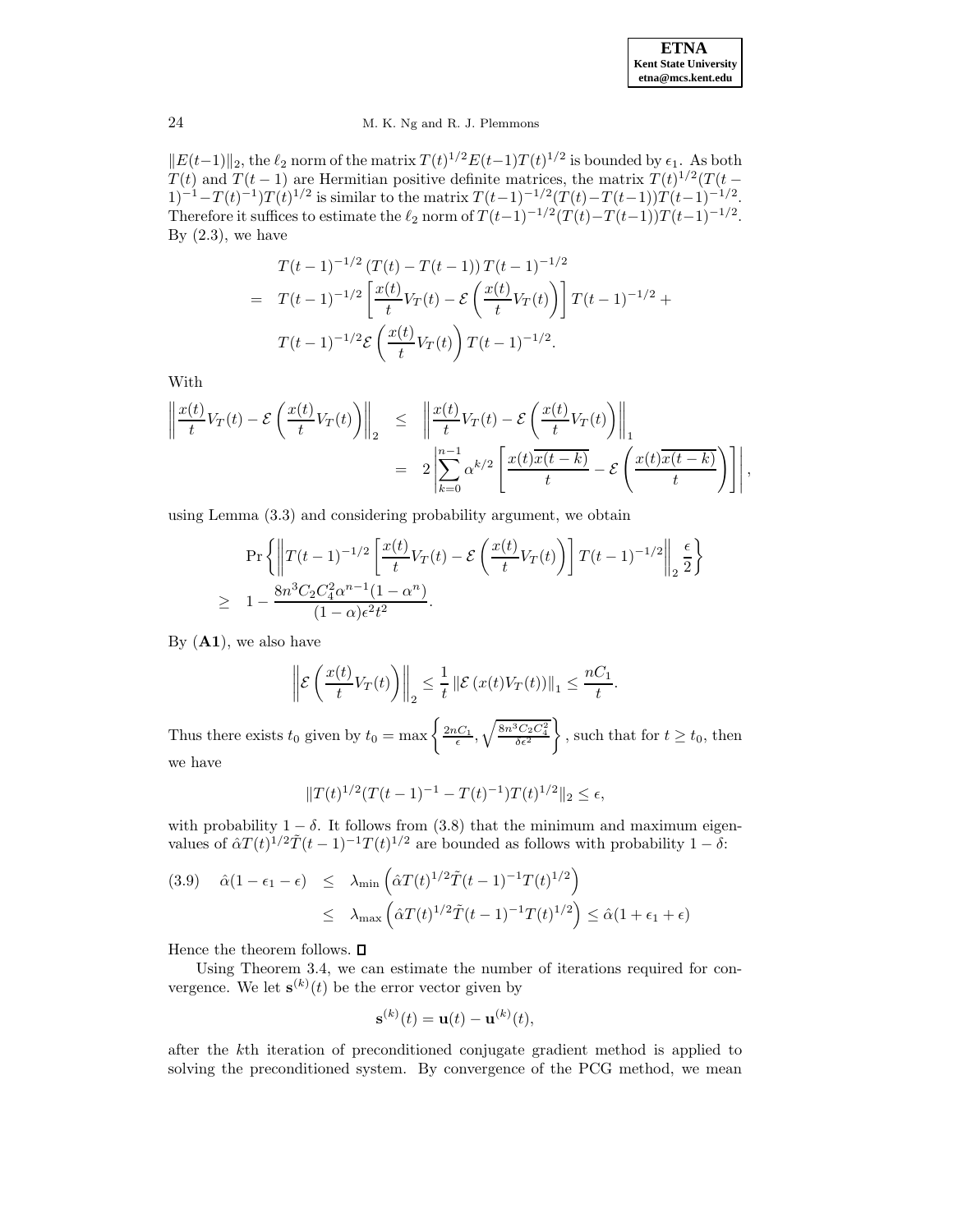$\|E(t-1)\|_2$, the $\ell_2$ norm of the matrix $T(t)^{1/2}E(t-1)T(t)^{1/2}$ is bounded by $\epsilon_1$. As both $T(t)$ and $T(t-1)$ are Hermitian positive definite matrices, the matrix $T(t)^{1/2}(T(t-1)^{-1}-T(t)^{-1})T(t)^{1/2}$ is similar to the matrix $T(t-1)^{-1/2}(T(t)-T(t-1))T(t-1)^{-1/2}$. Therefore it suffices to estimate the $\ell_2$ norm of $T(t-1)^{-1/2}(T(t)-T(t-1))T(t-1)^{-1/2}$. By (2.3), we have

$$
\begin{aligned}
& T(t-1)^{-1/2}\left(T(t)-T(t-1)\right)T(t-1)^{-1/2} \\
= \;& T(t-1)^{-1/2}\left[\frac{x(t)}{t}V_T(t) - \mathcal{E}\left(\frac{x(t)}{t}V_T(t)\right)\right]T(t-1)^{-1/2} + \\
& T(t-1)^{-1/2}\mathcal{E}\left(\frac{x(t)}{t}V_T(t)\right)T(t-1)^{-1/2}.
\end{aligned}
$$

With

$$
\begin{aligned}
\left\|\frac{x(t)}{t}V_T(t) - \mathcal{E}\left(\frac{x(t)}{t}V_T(t)\right)\right\|_2 &\leq \left\|\frac{x(t)}{t}V_T(t) - \mathcal{E}\left(\frac{x(t)}{t}V_T(t)\right)\right\|_1 \\
&= 2\left|\sum_{k=0}^{n-1}\alpha^{k/2}\left[\frac{x(t)\overline{x(t-k)}}{t} - \mathcal{E}\left(\frac{x(t)\overline{x(t-k)}}{t}\right)\right]\right|,
\end{aligned}
$$

using Lemma (3.3) and considering probability argument, we obtain

$$
\begin{aligned}
& \Pr\left\{\left\|T(t-1)^{-1/2}\left[\frac{x(t)}{t}V_T(t) - \mathcal{E}\left(\frac{x(t)}{t}V_T(t)\right)\right]T(t-1)^{-1/2}\right\|_2 \frac{\epsilon}{2}\right\} \\
\geq \;& 1 - \frac{8n^3C_2C_4^2\alpha^{n-1}(1-\alpha^n)}{(1-\alpha)\epsilon^2t^2}.
\end{aligned}
$$

By (**A1**), we also have

$$
\left\|\mathcal{E}\left(\frac{x(t)}{t}V_T(t)\right)\right\|_2 \leq \frac{1}{t}\left\|\mathcal{E}\left(x(t)V_T(t)\right)\right\|_1 \leq \frac{nC_1}{t}.
$$

Thus there exists $t_0$ given by $t_0 = \max\left\{\frac{2nC_1}{\epsilon}, \sqrt{\frac{8n^3C_2C_4^2}{\delta\epsilon^2}}\right\}$, such that for $t \geq t_0$, then we have

$$
\|T(t)^{1/2}(T(t-1)^{-1} - T(t)^{-1})T(t)^{1/2}\|_2 \leq \epsilon,
$$

with probability $1-\delta$. It follows from (3.8) that the minimum and maximum eigenvalues of $\hat{\alpha}T(t)^{1/2}\tilde{T}(t-1)^{-1}T(t)^{1/2}$ are bounded as follows with probability $1-\delta$:

$$
\begin{aligned}
\text{(3.9)} \quad \hat{\alpha}(1-\epsilon_1-\epsilon) &\leq \lambda_{\min}\left(\hat{\alpha}T(t)^{1/2}\tilde{T}(t-1)^{-1}T(t)^{1/2}\right) \\
&\leq \lambda_{\max}\left(\hat{\alpha}T(t)^{1/2}\tilde{T}(t-1)^{-1}T(t)^{1/2}\right) \leq \hat{\alpha}(1+\epsilon_1+\epsilon)
\end{aligned}
$$

Hence the theorem follows. ☐

Using Theorem 3.4, we can estimate the number of iterations required for convergence. We let $\mathbf{s}^{(k)}(t)$ be the error vector given by

$$
\mathbf{s}^{(k)}(t) = \mathbf{u}(t) - \mathbf{u}^{(k)}(t),
$$

after the $k$th iteration of preconditioned conjugate gradient method is applied to solving the preconditioned system. By convergence of the PCG method, we mean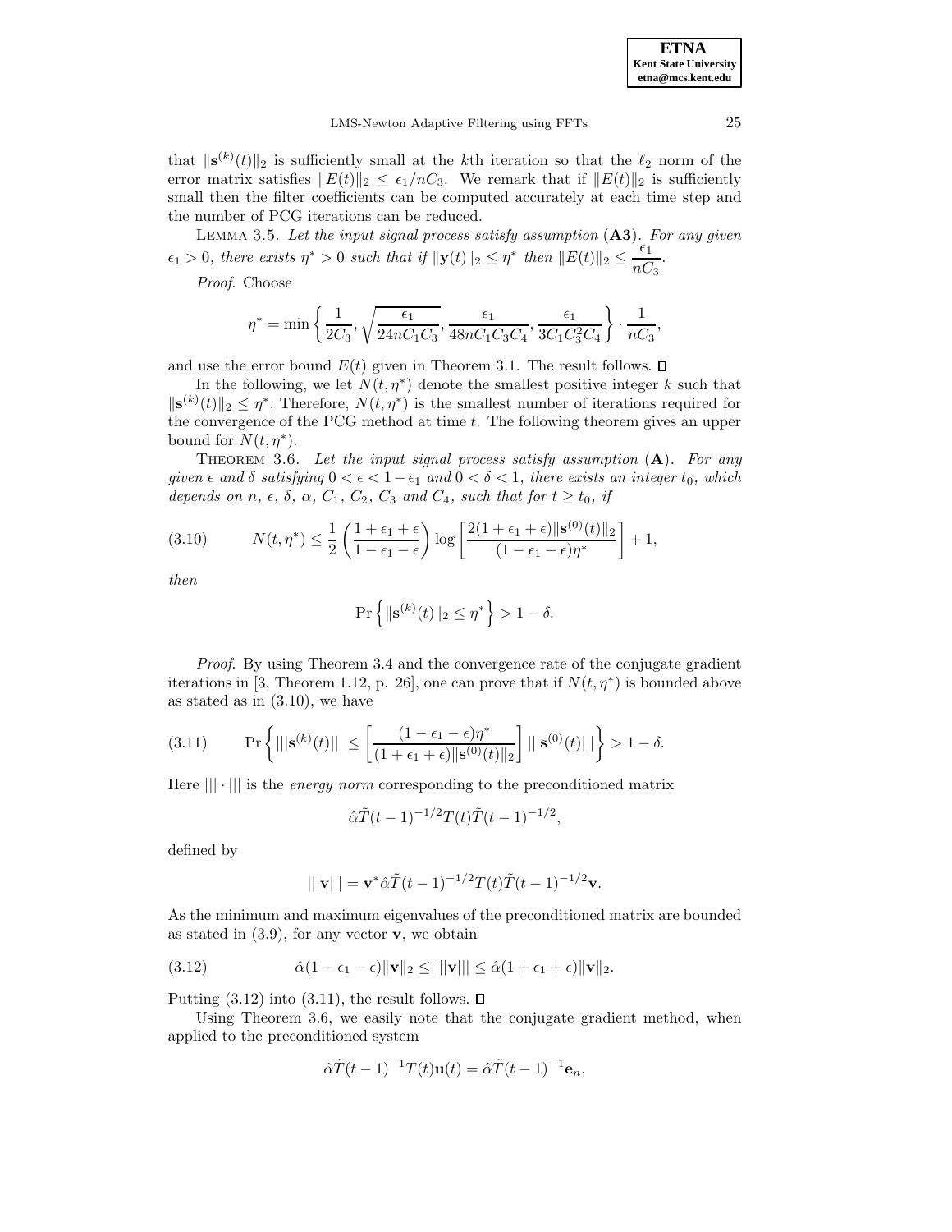that $\|\mathbf{s}^{(k)}(t)\|_2$ is sufficiently small at the $k$th iteration so that the $\ell_2$ norm of the error matrix satisfies $\|E(t)\|_2 \le \epsilon_1/nC_3$. We remark that if $\|E(t)\|_2$ is sufficiently small then the filter coefficients can be computed accurately at each time step and the number of PCG iterations can be reduced.

LEMMA 3.5. *Let the input signal process satisfy assumption* (**A3**). *For any given* $\epsilon_1 > 0$, *there exists* $\eta^* > 0$ *such that if* $\|\mathbf{y}(t)\|_2 \le \eta^*$ *then* $\|E(t)\|_2 \le \dfrac{\epsilon_1}{nC_3}$.

*Proof*. Choose

$$\eta^* = \min\left\{ \frac{1}{2C_3}, \sqrt{\frac{\epsilon_1}{24nC_1C_3}}, \frac{\epsilon_1}{48nC_1C_3C_4}, \frac{\epsilon_1}{3C_1C_3^2C_4} \right\} \cdot \frac{1}{nC_3},$$

and use the error bound $E(t)$ given in Theorem 3.1. The result follows. ∎

In the following, we let $N(t,\eta^*)$ denote the smallest positive integer $k$ such that $\|\mathbf{s}^{(k)}(t)\|_2 \le \eta^*$. Therefore, $N(t,\eta^*)$ is the smallest number of iterations required for the convergence of the PCG method at time $t$. The following theorem gives an upper bound for $N(t,\eta^*)$.

THEOREM 3.6. *Let the input signal process satisfy assumption* (**A**). *For any given* $\epsilon$ *and* $\delta$ *satisfying* $0 < \epsilon < 1 - \epsilon_1$ *and* $0 < \delta < 1$, *there exists an integer* $t_0$, *which depends on* $n$, $\epsilon$, $\delta$, $\alpha$, $C_1$, $C_2$, $C_3$ *and* $C_4$, *such that for* $t \ge t_0$, *if*

$$N(t,\eta^*) \le \frac{1}{2}\left(\frac{1+\epsilon_1+\epsilon}{1-\epsilon_1-\epsilon}\right) \log\left[\frac{2(1+\epsilon_1+\epsilon)\|\mathbf{s}^{(0)}(t)\|_2}{(1-\epsilon_1-\epsilon)\eta^*}\right] + 1, \tag{3.10}$$

*then*

$$\Pr\left\{ \|\mathbf{s}^{(k)}(t)\|_2 \le \eta^* \right\} > 1 - \delta.$$

*Proof*. By using Theorem 3.4 and the convergence rate of the conjugate gradient iterations in [3, Theorem 1.12, p. 26], one can prove that if $N(t,\eta^*)$ is bounded above as stated as in (3.10), we have

$$\Pr\left\{ |||\mathbf{s}^{(k)}(t)||| \le \left[\frac{(1-\epsilon_1-\epsilon)\eta^*}{(1+\epsilon_1+\epsilon)\|\mathbf{s}^{(0)}(t)\|_2}\right] |||\mathbf{s}^{(0)}(t)||| \right\} > 1 - \delta. \tag{3.11}$$

Here $|||\cdot|||$ is the *energy norm* corresponding to the preconditioned matrix

$$\hat{\alpha}\tilde{T}(t-1)^{-1/2}T(t)\tilde{T}(t-1)^{-1/2},$$

defined by

$$|||\mathbf{v}||| = \mathbf{v}^*\hat{\alpha}\tilde{T}(t-1)^{-1/2}T(t)\tilde{T}(t-1)^{-1/2}\mathbf{v}.$$

As the minimum and maximum eigenvalues of the preconditioned matrix are bounded as stated in (3.9), for any vector $\mathbf{v}$, we obtain

$$\hat{\alpha}(1-\epsilon_1-\epsilon)\|\mathbf{v}\|_2 \le |||\mathbf{v}||| \le \hat{\alpha}(1+\epsilon_1+\epsilon)\|\mathbf{v}\|_2. \tag{3.12}$$

Putting (3.12) into (3.11), the result follows. ∎

Using Theorem 3.6, we easily note that the conjugate gradient method, when applied to the preconditioned system

$$\hat{\alpha}\tilde{T}(t-1)^{-1}T(t)\mathbf{u}(t) = \hat{\alpha}\tilde{T}(t-1)^{-1}\mathbf{e}_n,$$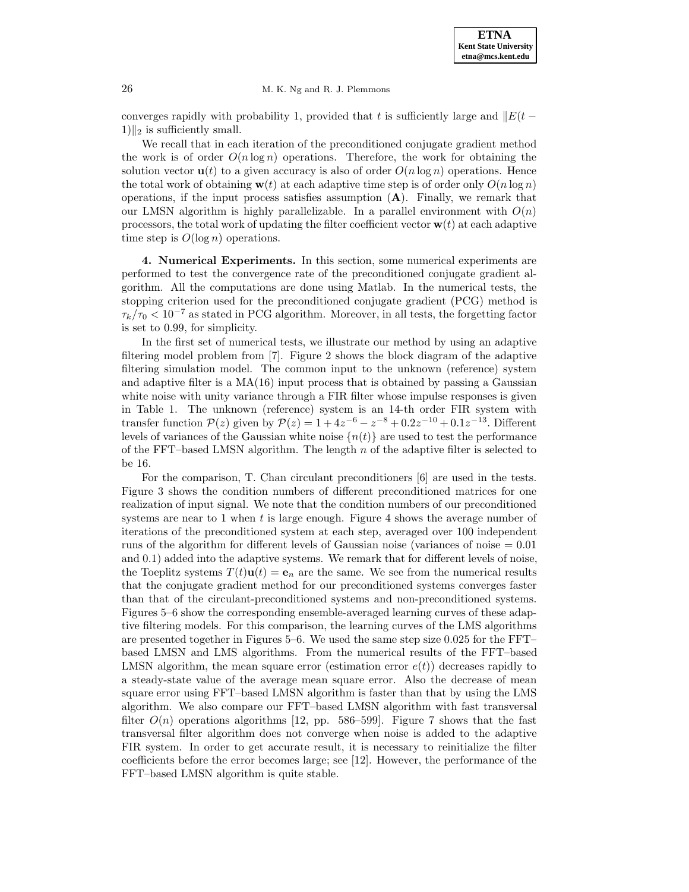converges rapidly with probability 1, provided that $t$ is sufficiently large and $\|E(t-1)\|_2$ is sufficiently small.

We recall that in each iteration of the preconditioned conjugate gradient method the work is of order $O(n \log n)$ operations. Therefore, the work for obtaining the solution vector $\mathbf{u}(t)$ to a given accuracy is also of order $O(n \log n)$ operations. Hence the total work of obtaining $\mathbf{w}(t)$ at each adaptive time step is of order only $O(n \log n)$ operations, if the input process satisfies assumption (**A**). Finally, we remark that our LMSN algorithm is highly parallelizable. In a parallel environment with $O(n)$ processors, the total work of updating the filter coefficient vector $\mathbf{w}(t)$ at each adaptive time step is $O(\log n)$ operations.

**4. Numerical Experiments.** In this section, some numerical experiments are performed to test the convergence rate of the preconditioned conjugate gradient algorithm. All the computations are done using Matlab. In the numerical tests, the stopping criterion used for the preconditioned conjugate gradient (PCG) method is $\tau_k/\tau_0 < 10^{-7}$ as stated in PCG algorithm. Moreover, in all tests, the forgetting factor is set to 0.99, for simplicity.

In the first set of numerical tests, we illustrate our method by using an adaptive filtering model problem from [7]. Figure 2 shows the block diagram of the adaptive filtering simulation model. The common input to the unknown (reference) system and adaptive filter is a MA(16) input process that is obtained by passing a Gaussian white noise with unity variance through a FIR filter whose impulse responses is given in Table 1. The unknown (reference) system is an 14-th order FIR system with transfer function $\mathcal{P}(z)$ given by $\mathcal{P}(z) = 1 + 4z^{-6} - z^{-8} + 0.2z^{-10} + 0.1z^{-13}$. Different levels of variances of the Gaussian white noise $\{n(t)\}$ are used to test the performance of the FFT–based LMSN algorithm. The length $n$ of the adaptive filter is selected to be 16.

For the comparison, T. Chan circulant preconditioners [6] are used in the tests. Figure 3 shows the condition numbers of different preconditioned matrices for one realization of input signal. We note that the condition numbers of our preconditioned systems are near to 1 when $t$ is large enough. Figure 4 shows the average number of iterations of the preconditioned system at each step, averaged over 100 independent runs of the algorithm for different levels of Gaussian noise (variances of noise = 0.01 and 0.1) added into the adaptive systems. We remark that for different levels of noise, the Toeplitz systems $T(t)\mathbf{u}(t) = \mathbf{e}_n$ are the same. We see from the numerical results that the conjugate gradient method for our preconditioned systems converges faster than that of the circulant-preconditioned systems and non-preconditioned systems. Figures 5–6 show the corresponding ensemble-averaged learning curves of these adaptive filtering models. For this comparison, the learning curves of the LMS algorithms are presented together in Figures 5–6. We used the same step size 0.025 for the FFT–based LMSN and LMS algorithms. From the numerical results of the FFT–based LMSN algorithm, the mean square error (estimation error $e(t)$) decreases rapidly to a steady-state value of the average mean square error. Also the decrease of mean square error using FFT–based LMSN algorithm is faster than that by using the LMS algorithm. We also compare our FFT–based LMSN algorithm with fast transversal filter $O(n)$ operations algorithms [12, pp. 586–599]. Figure 7 shows that the fast transversal filter algorithm does not converge when noise is added to the adaptive FIR system. In order to get accurate result, it is necessary to reinitialize the filter coefficients before the error becomes large; see [12]. However, the performance of the FFT–based LMSN algorithm is quite stable.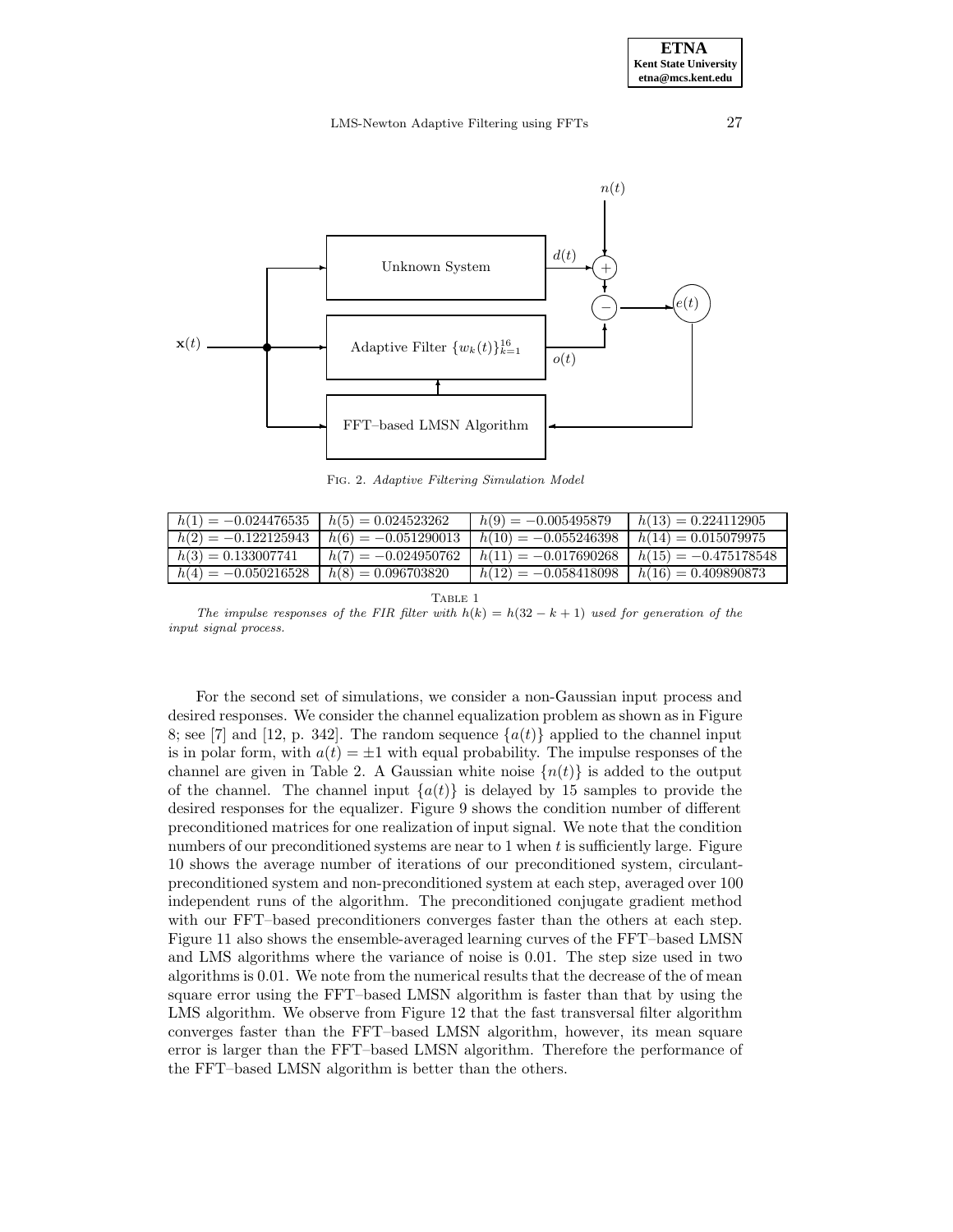Fig. 2. *Adaptive Filtering Simulation Model*

| | | | |
|---|---|---|---|
| $h(1) = -0.024476535$ | $h(5) = 0.024523262$ | $h(9) = -0.005495879$ | $h(13) = 0.224112905$ |
| $h(2) = -0.122125943$ | $h(6) = -0.051290013$ | $h(10) = -0.055246398$ | $h(14) = 0.015079975$ |
| $h(3) = 0.133007741$ | $h(7) = -0.024950762$ | $h(11) = -0.017690268$ | $h(15) = -0.475178548$ |
| $h(4) = -0.050216528$ | $h(8) = 0.096703820$ | $h(12) = -0.058418098$ | $h(16) = 0.409890873$ |

Table 1

*The impulse responses of the FIR filter with $h(k) = h(32 - k + 1)$ used for generation of the input signal process.*

For the second set of simulations, we consider a non-Gaussian input process and desired responses. We consider the channel equalization problem as shown as in Figure 8; see [7] and [12, p. 342]. The random sequence $\{a(t)\}$ applied to the channel input is in polar form, with $a(t) = \pm 1$ with equal probability. The impulse responses of the channel are given in Table 2. A Gaussian white noise $\{n(t)\}$ is added to the output of the channel. The channel input $\{a(t)\}$ is delayed by 15 samples to provide the desired responses for the equalizer. Figure 9 shows the condition number of different preconditioned matrices for one realization of input signal. We note that the condition numbers of our preconditioned systems are near to 1 when $t$ is sufficiently large. Figure 10 shows the average number of iterations of our preconditioned system, circulant-preconditioned system and non-preconditioned system at each step, averaged over 100 independent runs of the algorithm. The preconditioned conjugate gradient method with our FFT–based preconditioners converges faster than the others at each step. Figure 11 also shows the ensemble-averaged learning curves of the FFT–based LMSN and LMS algorithms where the variance of noise is 0.01. The step size used in two algorithms is 0.01. We note from the numerical results that the decrease of the of mean square error using the FFT–based LMSN algorithm is faster than that by using the LMS algorithm. We observe from Figure 12 that the fast transversal filter algorithm converges faster than the FFT–based LMSN algorithm, however, its mean square error is larger than the FFT–based LMSN algorithm. Therefore the performance of the FFT–based LMSN algorithm is better than the others.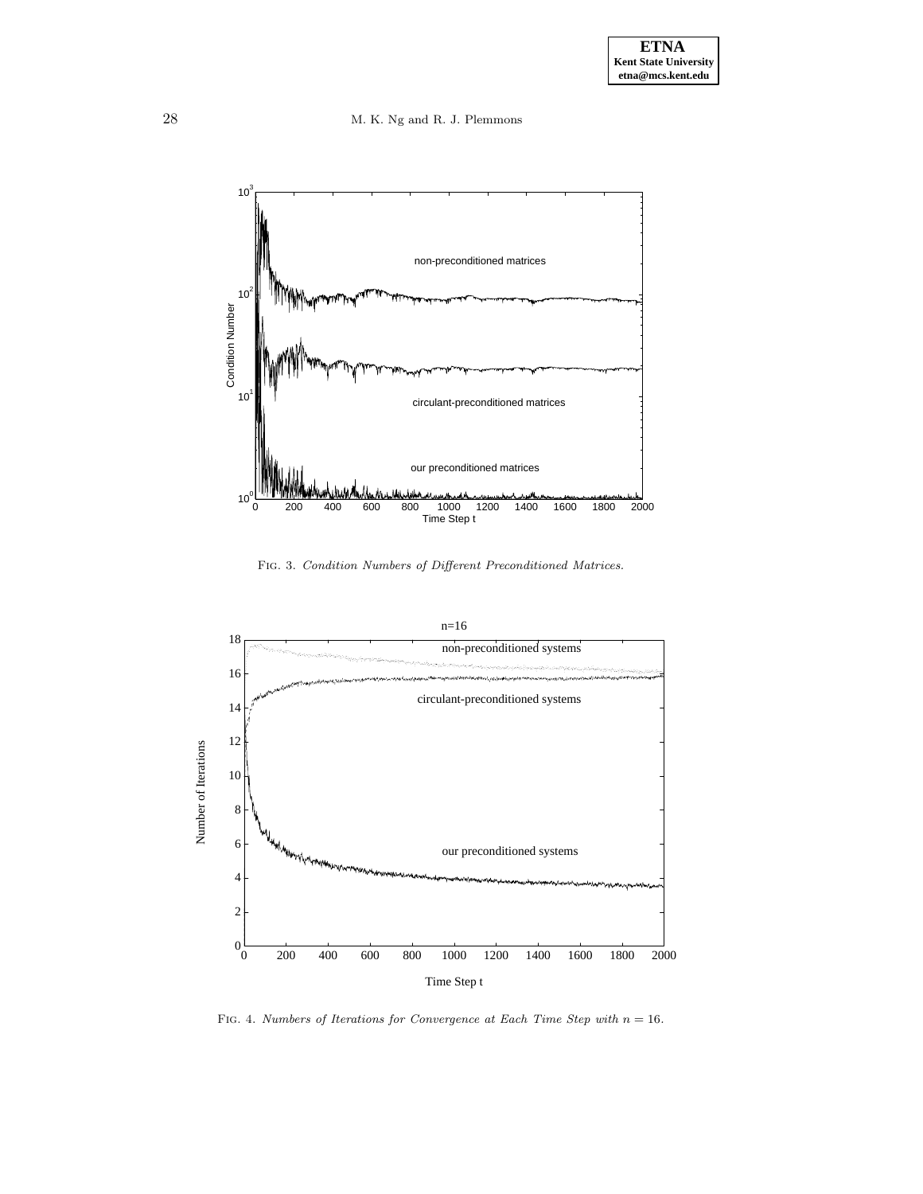Fig. 3. *Condition Numbers of Different Preconditioned Matrices.*

Fig. 4. *Numbers of Iterations for Convergence at Each Time Step with $n = 16$.*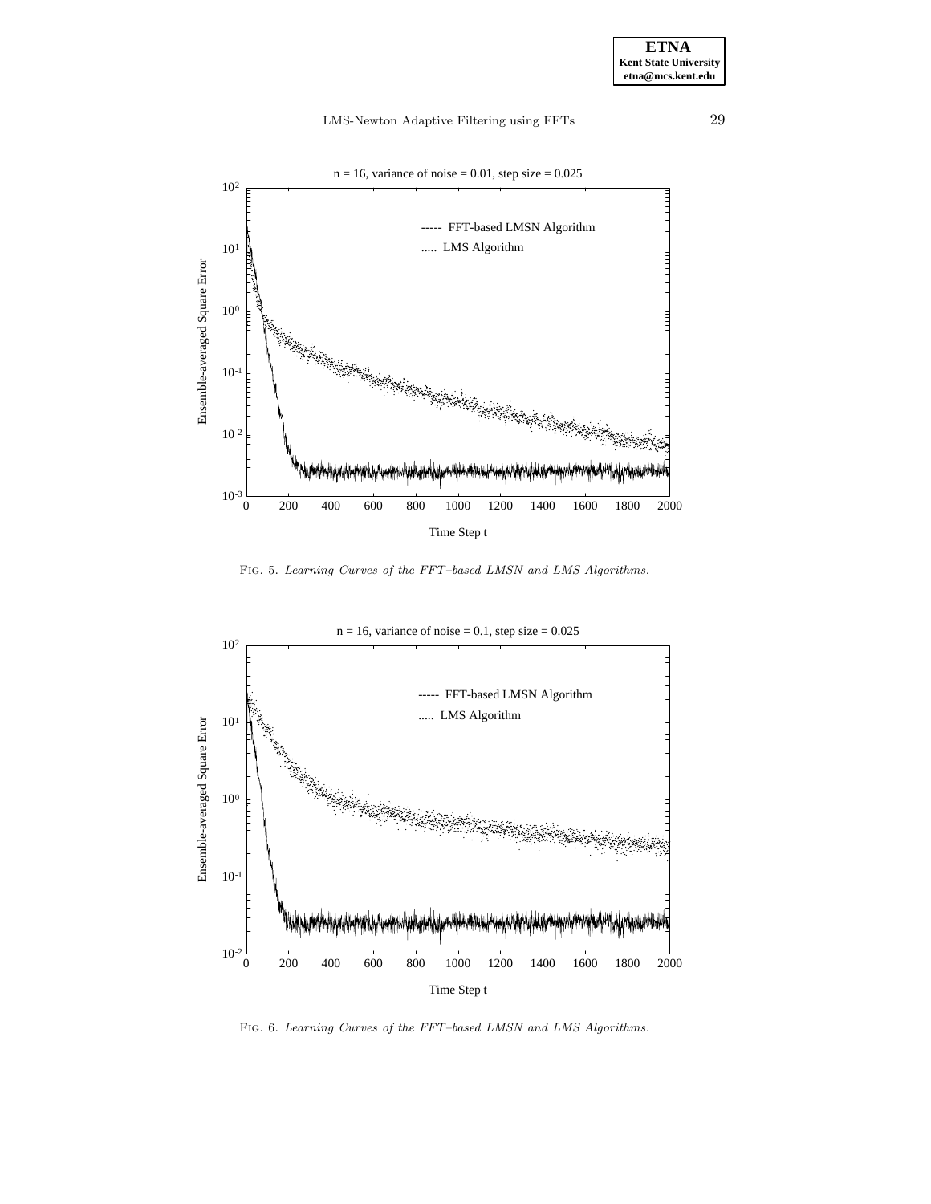Fig. 5. *Learning Curves of the FFT–based LMSN and LMS Algorithms.*

Fig. 6. *Learning Curves of the FFT–based LMSN and LMS Algorithms.*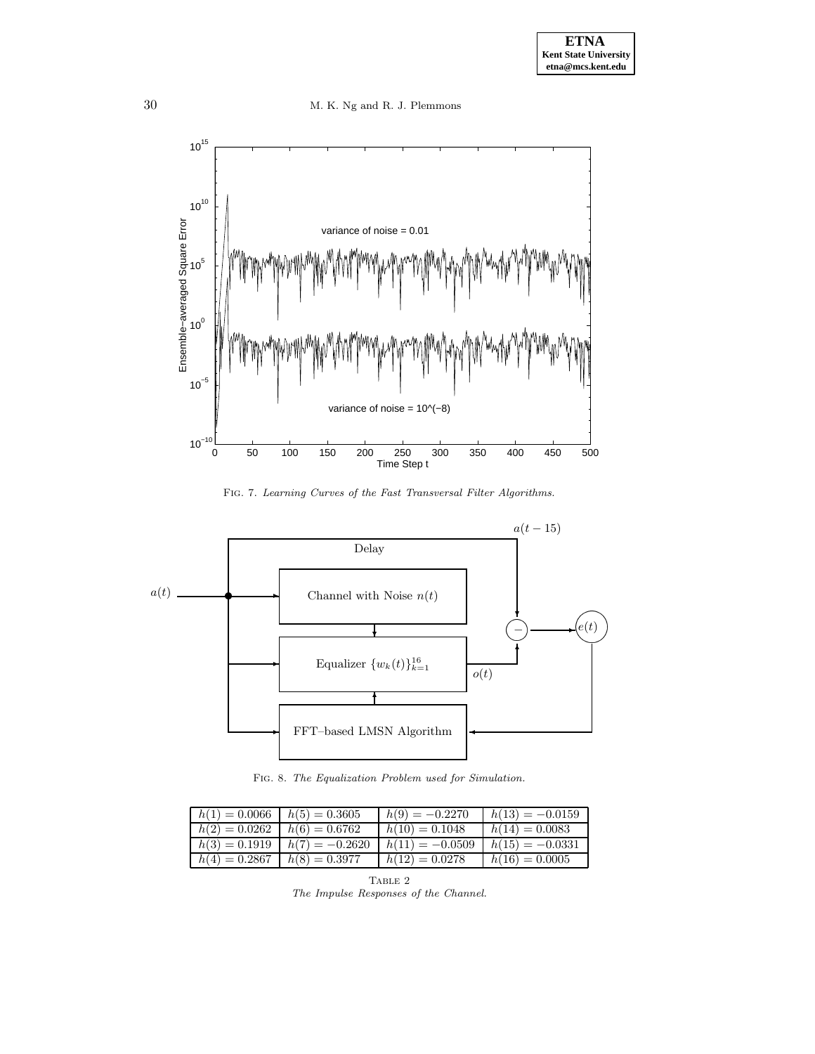Fig. 7. *Learning Curves of the Fast Transversal Filter Algorithms.*

Fig. 8. *The Equalization Problem used for Simulation.*

| | | | |
|---|---|---|---|
| $h(1) = 0.0066$ | $h(5) = 0.3605$ | $h(9) = -0.2270$ | $h(13) = -0.0159$ |
| $h(2) = 0.0262$ | $h(6) = 0.6762$ | $h(10) = 0.1048$ | $h(14) = 0.0083$ |
| $h(3) = 0.1919$ | $h(7) = -0.2620$ | $h(11) = -0.0509$ | $h(15) = -0.0331$ |
| $h(4) = 0.2867$ | $h(8) = 0.3977$ | $h(12) = 0.0278$ | $h(16) = 0.0005$ |

Table 2
*The Impulse Responses of the Channel.*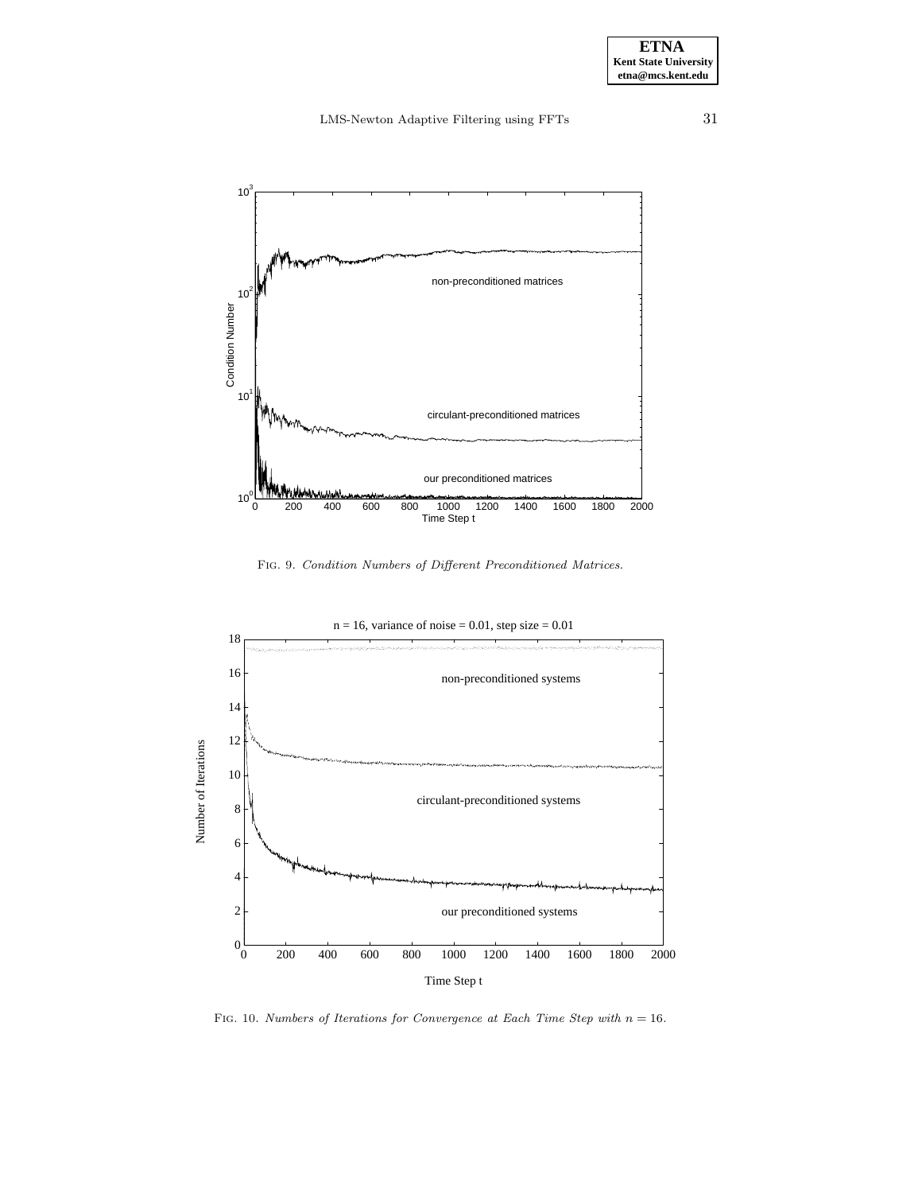FIG. 9. *Condition Numbers of Different Preconditioned Matrices.*

FIG. 10. *Numbers of Iterations for Convergence at Each Time Step with* $n = 16$.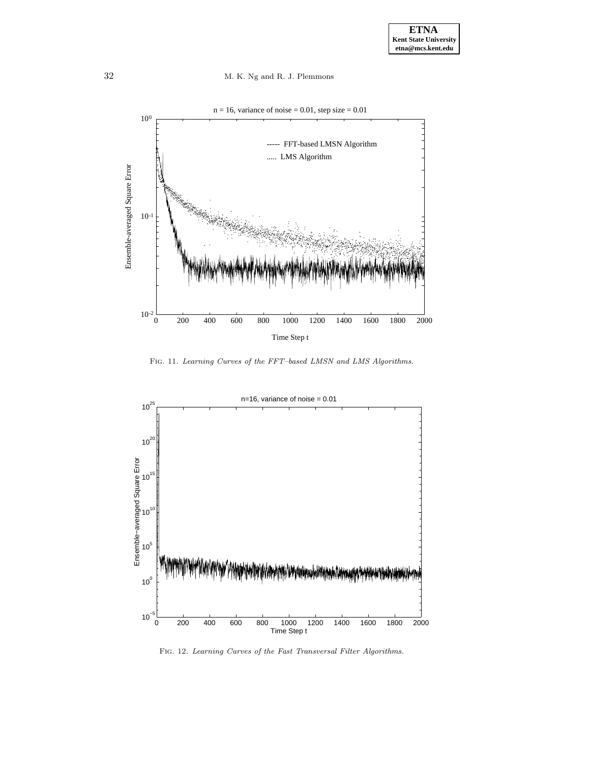Fig. 11. *Learning Curves of the FFT–based LMSN and LMS Algorithms.*

Fig. 12. *Learning Curves of the Fast Transversal Filter Algorithms.*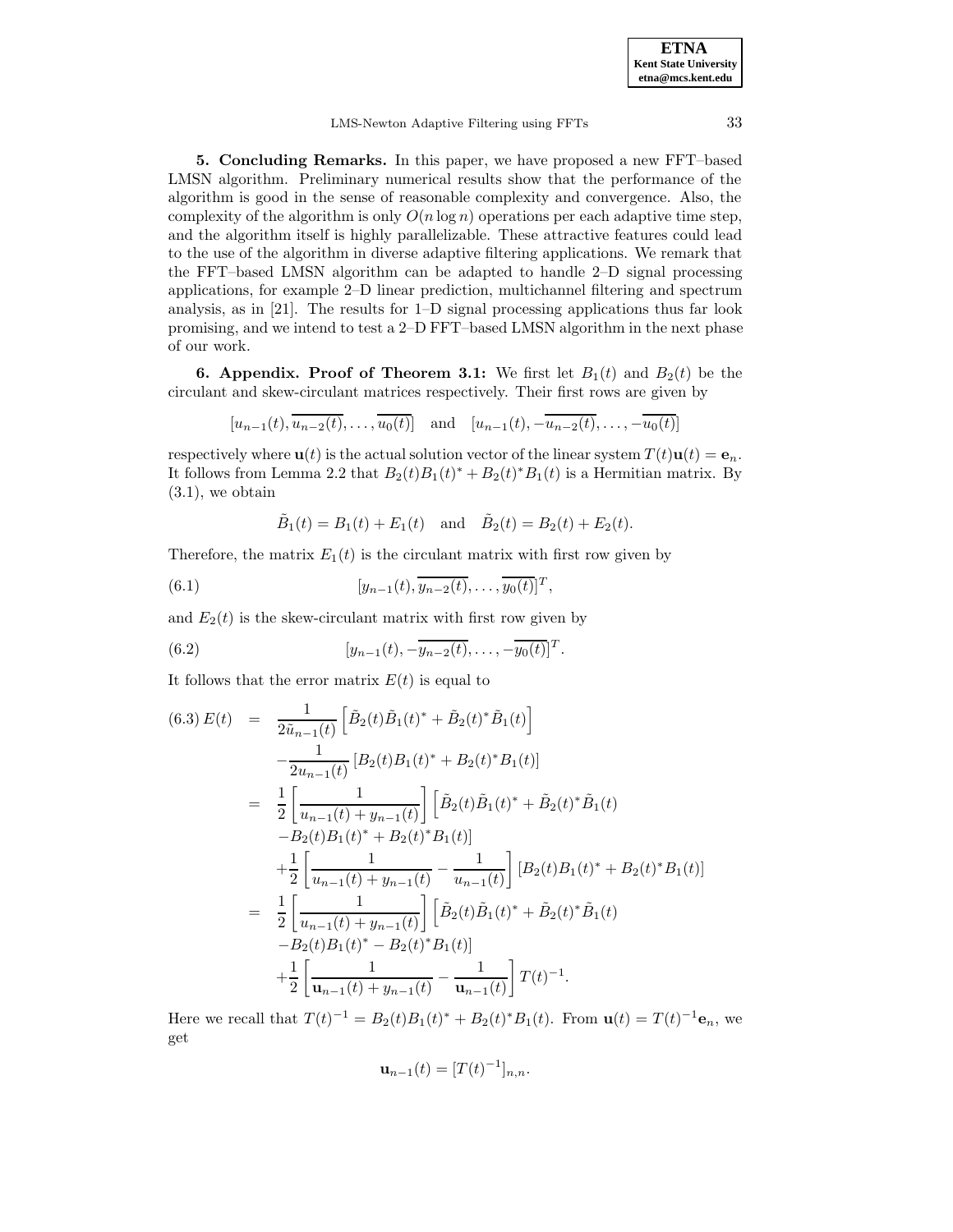**5. Concluding Remarks.** In this paper, we have proposed a new FFT–based LMSN algorithm. Preliminary numerical results show that the performance of the algorithm is good in the sense of reasonable complexity and convergence. Also, the complexity of the algorithm is only $O(n \log n)$ operations per each adaptive time step, and the algorithm itself is highly parallelizable. These attractive features could lead to the use of the algorithm in diverse adaptive filtering applications. We remark that the FFT–based LMSN algorithm can be adapted to handle 2–D signal processing applications, for example 2–D linear prediction, multichannel filtering and spectrum analysis, as in [21]. The results for 1–D signal processing applications thus far look promising, and we intend to test a 2–D FFT–based LMSN algorithm in the next phase of our work.

**6. Appendix. Proof of Theorem 3.1:** We first let $B_1(t)$ and $B_2(t)$ be the circulant and skew-circulant matrices respectively. Their first rows are given by

$$[u_{n-1}(t), \overline{u_{n-2}(t)}, \ldots, \overline{u_0(t)}] \quad \text{and} \quad [u_{n-1}(t), -\overline{u_{n-2}(t)}, \ldots, -\overline{u_0(t)}]$$

respectively where $\mathbf{u}(t)$ is the actual solution vector of the linear system $T(t)\mathbf{u}(t) = \mathbf{e}_n$. It follows from Lemma 2.2 that $B_2(t)B_1(t)^* + B_2(t)^* B_1(t)$ is a Hermitian matrix. By (3.1), we obtain

$$\tilde{B}_1(t) = B_1(t) + E_1(t) \quad \text{and} \quad \tilde{B}_2(t) = B_2(t) + E_2(t).$$

Therefore, the matrix $E_1(t)$ is the circulant matrix with first row given by

$$[y_{n-1}(t), \overline{y_{n-2}(t)}, \ldots, \overline{y_0(t)}]^T, \tag{6.1}$$

and $E_2(t)$ is the skew-circulant matrix with first row given by

$$[y_{n-1}(t), -\overline{y_{n-2}(t)}, \ldots, -\overline{y_0(t)}]^T. \tag{6.2}$$

It follows that the error matrix $E(t)$ is equal to

$$
\begin{aligned}
E(t) &= \frac{1}{2\tilde{u}_{n-1}(t)} \left[ \tilde{B}_2(t)\tilde{B}_1(t)^* + \tilde{B}_2(t)^* \tilde{B}_1(t) \right] \\
&\quad - \frac{1}{2u_{n-1}(t)} \left[ B_2(t)B_1(t)^* + B_2(t)^* B_1(t) \right] \\
&= \frac{1}{2} \left[ \frac{1}{u_{n-1}(t) + y_{n-1}(t)} \right] \left[ \tilde{B}_2(t)\tilde{B}_1(t)^* + \tilde{B}_2(t)^* \tilde{B}_1(t) \right. \\
&\quad \left. - B_2(t)B_1(t)^* + B_2(t)^* B_1(t) \right] \\
&\quad + \frac{1}{2} \left[ \frac{1}{u_{n-1}(t) + y_{n-1}(t)} - \frac{1}{u_{n-1}(t)} \right] \left[ B_2(t)B_1(t)^* + B_2(t)^* B_1(t) \right] \\
&= \frac{1}{2} \left[ \frac{1}{u_{n-1}(t) + y_{n-1}(t)} \right] \left[ \tilde{B}_2(t)\tilde{B}_1(t)^* + \tilde{B}_2(t)^* \tilde{B}_1(t) \right. \\
&\quad \left. - B_2(t)B_1(t)^* - B_2(t)^* B_1(t) \right] \\
&\quad + \frac{1}{2} \left[ \frac{1}{\mathbf{u}_{n-1}(t) + y_{n-1}(t)} - \frac{1}{\mathbf{u}_{n-1}(t)} \right] T(t)^{-1}.
\end{aligned} \tag{6.3}
$$

Here we recall that $T(t)^{-1} = B_2(t)B_1(t)^* + B_2(t)^* B_1(t)$. From $\mathbf{u}(t) = T(t)^{-1}\mathbf{e}_n$, we get

$$\mathbf{u}_{n-1}(t) = [T(t)^{-1}]_{n,n}.$$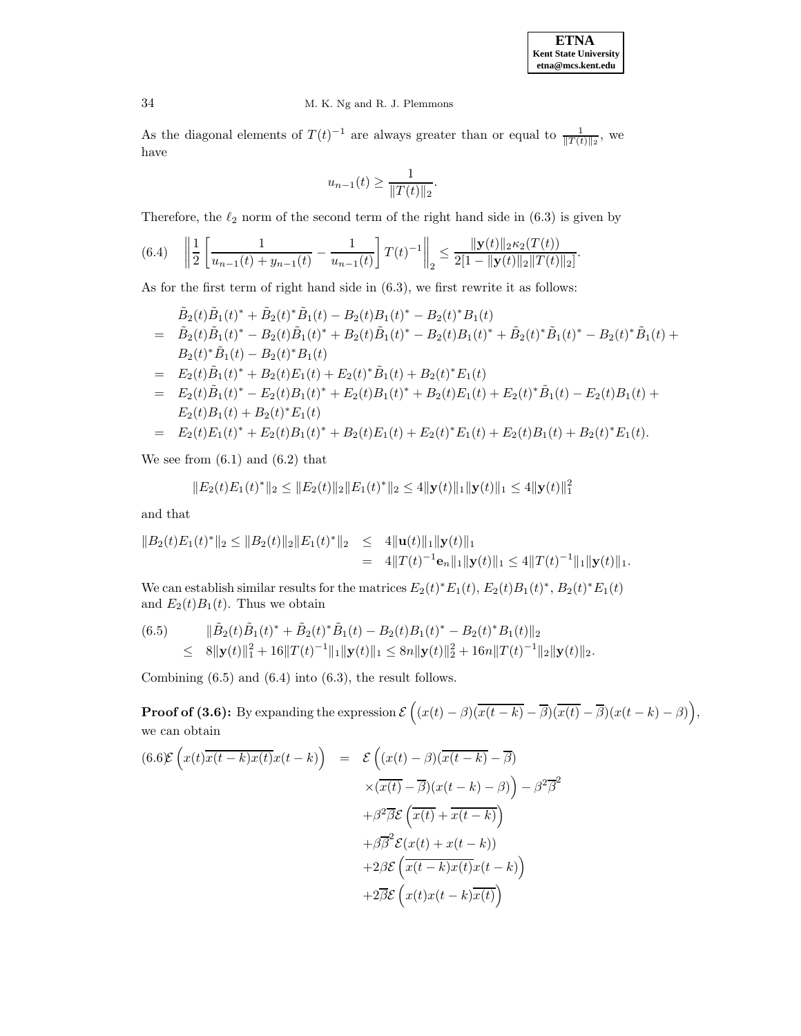As the diagonal elements of $T(t)^{-1}$ are always greater than or equal to $\frac{1}{\|T(t)\|_2}$, we have

$$u_{n-1}(t) \geq \frac{1}{\|T(t)\|_2}.$$

Therefore, the $\ell_2$ norm of the second term of the right hand side in (6.3) is given by

$$\left\| \frac{1}{2} \left[ \frac{1}{u_{n-1}(t) + y_{n-1}(t)} - \frac{1}{u_{n-1}(t)} \right] T(t)^{-1} \right\|_2 \leq \frac{\|\mathbf{y}(t)\|_2 \kappa_2(T(t))}{2[1 - \|\mathbf{y}(t)\|_2 \|T(t)\|_2]}. \tag{6.4}$$

As for the first term of right hand side in (6.3), we first rewrite it as follows:

$$\begin{aligned}
& \tilde{B}_2(t)\tilde{B}_1(t)^* + \tilde{B}_2(t)^*\tilde{B}_1(t) - B_2(t)B_1(t)^* - B_2(t)^*B_1(t) \\
= \; & \tilde{B}_2(t)\tilde{B}_1(t)^* - B_2(t)\tilde{B}_1(t)^* + B_2(t)\tilde{B}_1(t)^* - B_2(t)B_1(t)^* + \tilde{B}_2(t)^*\tilde{B}_1(t)^* - B_2(t)^*\tilde{B}_1(t) + \\
& B_2(t)^*\tilde{B}_1(t) - B_2(t)^*B_1(t) \\
= \; & E_2(t)\tilde{B}_1(t)^* + B_2(t)E_1(t) + E_2(t)^*\tilde{B}_1(t) + B_2(t)^*E_1(t) \\
= \; & E_2(t)\tilde{B}_1(t)^* - E_2(t)B_1(t)^* + E_2(t)B_1(t)^* + B_2(t)E_1(t) + E_2(t)^*\tilde{B}_1(t) - E_2(t)B_1(t) + \\
& E_2(t)B_1(t) + B_2(t)^*E_1(t) \\
= \; & E_2(t)E_1(t)^* + E_2(t)B_1(t)^* + B_2(t)E_1(t) + E_2(t)^*E_1(t) + E_2(t)B_1(t) + B_2(t)^*E_1(t).
\end{aligned}$$

We see from (6.1) and (6.2) that

$$\|E_2(t)E_1(t)^*\|_2 \leq \|E_2(t)\|_2 \|E_1(t)^*\|_2 \leq 4\|\mathbf{y}(t)\|_1 \|\mathbf{y}(t)\|_1 \leq 4\|\mathbf{y}(t)\|_1^2$$

and that

$$\begin{aligned}
\|B_2(t)E_1(t)^*\|_2 \leq \|B_2(t)\|_2 \|E_1(t)^*\|_2 & \leq 4\|\mathbf{u}(t)\|_1 \|\mathbf{y}(t)\|_1 \\
& = 4\|T(t)^{-1}\mathbf{e}_n\|_1 \|\mathbf{y}(t)\|_1 \leq 4\|T(t)^{-1}\|_1 \|\mathbf{y}(t)\|_1.
\end{aligned}$$

We can establish similar results for the matrices $E_2(t)^*E_1(t)$, $E_2(t)B_1(t)^*$, $B_2(t)^*E_1(t)$ and $E_2(t)B_1(t)$. Thus we obtain

$$\begin{aligned}
& \|\tilde{B}_2(t)\tilde{B}_1(t)^* + \tilde{B}_2(t)^*\tilde{B}_1(t) - B_2(t)B_1(t)^* - B_2(t)^*B_1(t)\|_2 \\
\leq \; & 8\|\mathbf{y}(t)\|_1^2 + 16\|T(t)^{-1}\|_1 \|\mathbf{y}(t)\|_1 \leq 8n\|\mathbf{y}(t)\|_2^2 + 16n\|T(t)^{-1}\|_2 \|\mathbf{y}(t)\|_2.
\end{aligned} \tag{6.5}$$

Combining (6.5) and (6.4) into (6.3), the result follows.

**Proof of (3.6):** By expanding the expression $\mathcal{E}\left((x(t)-\beta)(\overline{x(t-k)}-\overline{\beta})(\overline{x(t)}-\overline{\beta})(x(t-k)-\beta)\right)$, we can obtain

$$\begin{aligned}
\mathcal{E}\left(x(t)\overline{x(t-k)}\,\overline{x(t)}x(t-k)\right) \; = \; & \mathcal{E}\left((x(t)-\beta)(\overline{x(t-k)}-\overline{\beta})\right. \\
& \left.\times(\overline{x(t)}-\overline{\beta})(x(t-k)-\beta)\right) - \beta^2\overline{\beta}^2 \\
& + \beta^2\overline{\beta}\mathcal{E}\left(\overline{x(t)} + \overline{x(t-k)}\right) \\
& + \beta\overline{\beta}^2\mathcal{E}(x(t) + x(t-k)) \\
& + 2\beta\mathcal{E}\left(\overline{x(t-k)}\,\overline{x(t)}x(t-k)\right) \\
& + 2\overline{\beta}\mathcal{E}\left(x(t)x(t-k)\overline{x(t)}\right)
\end{aligned} \tag{6.6}$$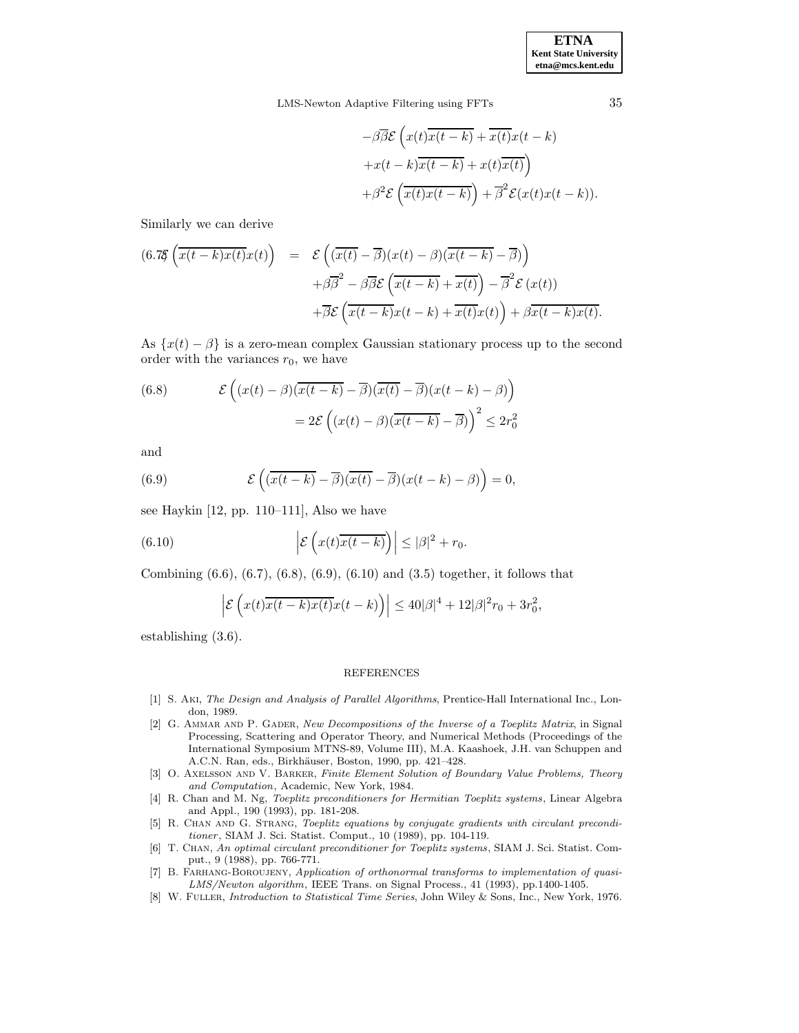$$
\begin{aligned}
&-\beta\overline{\beta}\mathcal{E}\left(x(t)\overline{x(t-k)}+\overline{x(t)}x(t-k)\right.\\
&\left.+x(t-k)\overline{x(t-k)}+x(t)\overline{x(t)}\right)\\
&+\beta^2\mathcal{E}\left(\overline{x(t)x(t-k)}\right)+\overline{\beta}^2\mathcal{E}(x(t)x(t-k)).
\end{aligned}
$$

Similarly we can derive

$$
\begin{aligned}
(6.7)\quad \mathcal{E}\left(\overline{x(t-k)x(t)}x(t)\right) &= \mathcal{E}\left((\overline{x(t)}-\overline{\beta})(x(t)-\beta)(\overline{x(t-k)}-\overline{\beta})\right)\\
&\quad+\beta\overline{\beta}^2-\beta\overline{\beta}\mathcal{E}\left(\overline{x(t-k)}+\overline{x(t)}\right)-\overline{\beta}^2\mathcal{E}\left(x(t)\right)\\
&\quad+\overline{\beta}\mathcal{E}\left(\overline{x(t-k)}x(t-k)+\overline{x(t)}x(t)\right)+\beta\overline{x(t-k)x(t)}.
\end{aligned}
$$

As $\{x(t)-\beta\}$ is a zero-mean complex Gaussian stationary process up to the second order with the variances $r_0$, we have

$$
\begin{aligned}
(6.8)\qquad &\mathcal{E}\left((x(t)-\beta)(\overline{x(t-k)}-\overline{\beta})(\overline{x(t)}-\overline{\beta})(x(t-k)-\beta)\right)\\
&\qquad=2\mathcal{E}\left((x(t)-\beta)(\overline{x(t-k)}-\overline{\beta})\right)^2\leq 2r_0^2
\end{aligned}
$$

and

$$
(6.9)\qquad \mathcal{E}\left((\overline{x(t-k)}-\overline{\beta})(\overline{x(t)}-\overline{\beta})(x(t-k)-\beta)\right)=0,
$$

see Haykin [12, pp. 110–111], Also we have

$$
(6.10)\qquad \left|\mathcal{E}\left(x(t)\overline{x(t-k)}\right)\right|\leq|\beta|^2+r_0.
$$

Combining (6.6), (6.7), (6.8), (6.9), (6.10) and (3.5) together, it follows that

$$
\left|\mathcal{E}\left(x(t)\overline{x(t-k)x(t)}x(t-k)\right)\right|\leq 40|\beta|^4+12|\beta|^2r_0+3r_0^2,
$$

establishing (3.6).

## REFERENCES

- [1] S. Aki, *The Design and Analysis of Parallel Algorithms*, Prentice-Hall International Inc., London, 1989.
- [2] G. Ammar and P. Gader, *New Decompositions of the Inverse of a Toeplitz Matrix*, in Signal Processing, Scattering and Operator Theory, and Numerical Methods (Proceedings of the International Symposium MTNS-89, Volume III), M.A. Kaashoek, J.H. van Schuppen and A.C.N. Ran, eds., Birkhäuser, Boston, 1990, pp. 421–428.
- [3] O. Axelsson and V. Barker, *Finite Element Solution of Boundary Value Problems, Theory and Computation*, Academic, New York, 1984.
- [4] R. Chan and M. Ng, *Toeplitz preconditioners for Hermitian Toeplitz systems*, Linear Algebra and Appl., 190 (1993), pp. 181-208.
- [5] R. Chan and G. Strang, *Toeplitz equations by conjugate gradients with circulant preconditioner*, SIAM J. Sci. Statist. Comput., 10 (1989), pp. 104-119.
- [6] T. Chan, *An optimal circulant preconditioner for Toeplitz systems*, SIAM J. Sci. Statist. Comput., 9 (1988), pp. 766-771.
- [7] B. Farhang-Boroujeny, *Application of orthonormal transforms to implementation of quasi-LMS/Newton algorithm*, IEEE Trans. on Signal Process., 41 (1993), pp.1400-1405.
- [8] W. Fuller, *Introduction to Statistical Time Series*, John Wiley & Sons, Inc., New York, 1976.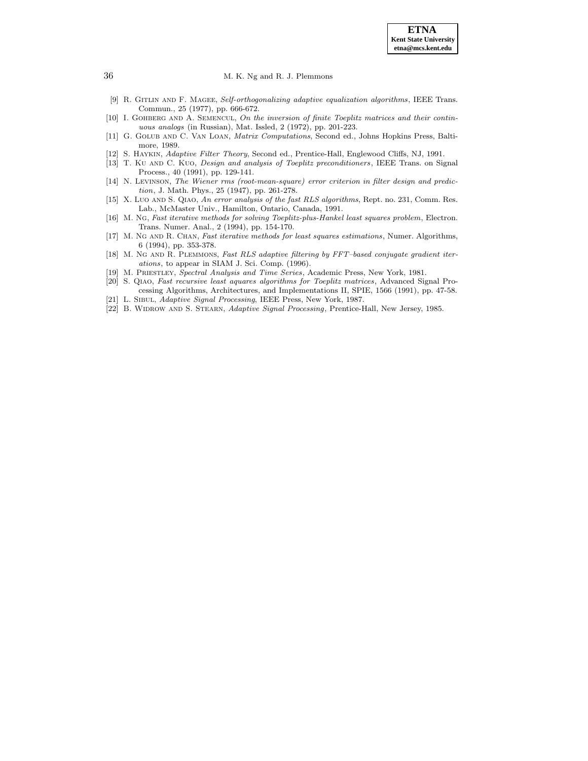[9] R. Gitlin and F. Magee, *Self-orthogonalizing adaptive equalization algorithms*, IEEE Trans. Commun., 25 (1977), pp. 666-672.

[10] I. Gohberg and A. Semencul, *On the inversion of finite Toeplitz matrices and their continuous analogs* (in Russian), Mat. Issled, 2 (1972), pp. 201-223.

[11] G. Golub and C. Van Loan, *Matrix Computations*, Second ed., Johns Hopkins Press, Baltimore, 1989.

[12] S. Haykin, *Adaptive Filter Theory*, Second ed., Prentice-Hall, Englewood Cliffs, NJ, 1991.

[13] T. Ku and C. Kuo, *Design and analysis of Toeplitz preconditioners*, IEEE Trans. on Signal Process., 40 (1991), pp. 129-141.

[14] N. Levinson, *The Wiener rms (root-mean-square) error criterion in filter design and prediction*, J. Math. Phys., 25 (1947), pp. 261-278.

[15] X. Luo and S. Qiao, *An error analysis of the fast RLS algorithms*, Rept. no. 231, Comm. Res. Lab., McMaster Univ., Hamilton, Ontario, Canada, 1991.

[16] M. Ng, *Fast iterative methods for solving Toeplitz-plus-Hankel least squares problem*, Electron. Trans. Numer. Anal., 2 (1994), pp. 154-170.

[17] M. Ng and R. Chan, *Fast iterative methods for least squares estimations*, Numer. Algorithms, 6 (1994), pp. 353-378.

[18] M. Ng and R. Plemmons, *Fast RLS adaptive filtering by FFT–based conjugate gradient iterations*, to appear in SIAM J. Sci. Comp. (1996).

[19] M. Priestley, *Spectral Analysis and Time Series*, Academic Press, New York, 1981.

[20] S. Qiao, *Fast recursive least aquares algorithms for Toeplitz matrices*, Advanced Signal Processing Algorithms, Architectures, and Implementations II, SPIE, 1566 (1991), pp. 47-58.

[21] L. Sibul, *Adaptive Signal Processing*, IEEE Press, New York, 1987.

[22] B. Widrow and S. Stearn, *Adaptive Signal Processing*, Prentice-Hall, New Jersey, 1985.